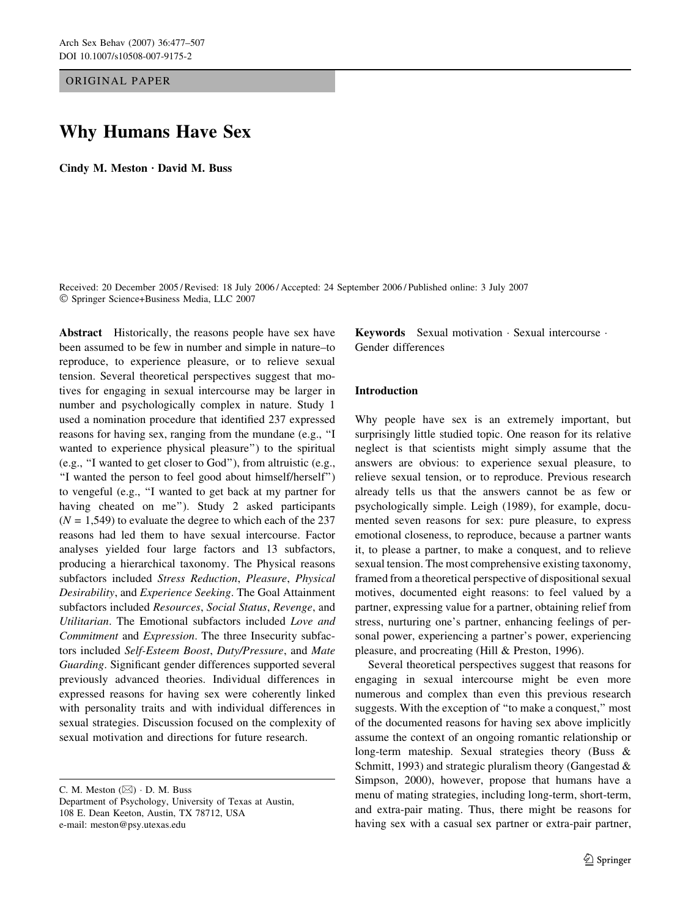ORIGINAL PAPER

# Why Humans Have Sex

**Cindy M. Meston · David M. Buss**

Received: 20 December 2005 / Revised: 18 July 2006 / Accepted: 24 September 2006 / Published online: 3 July 2007
© Springer Science+Business Media, LLC 2007

**Abstract** Historically, the reasons people have sex have been assumed to be few in number and simple in nature–to reproduce, to experience pleasure, or to relieve sexual tension. Several theoretical perspectives suggest that motives for engaging in sexual intercourse may be larger in number and psychologically complex in nature. Study 1 used a nomination procedure that identified 237 expressed reasons for having sex, ranging from the mundane (e.g., "I wanted to experience physical pleasure") to the spiritual (e.g., "I wanted to get closer to God"), from altruistic (e.g., "I wanted the person to feel good about himself/herself") to vengeful (e.g., "I wanted to get back at my partner for having cheated on me"). Study 2 asked participants ($N$ = 1,549) to evaluate the degree to which each of the 237 reasons had led them to have sexual intercourse. Factor analyses yielded four large factors and 13 subfactors, producing a hierarchical taxonomy. The Physical reasons subfactors included *Stress Reduction*, *Pleasure*, *Physical Desirability*, and *Experience Seeking*. The Goal Attainment subfactors included *Resources*, *Social Status*, *Revenge*, and *Utilitarian*. The Emotional subfactors included *Love and Commitment* and *Expression*. The three Insecurity subfactors included *Self-Esteem Boost*, *Duty/Pressure*, and *Mate Guarding*. Significant gender differences supported several previously advanced theories. Individual differences in expressed reasons for having sex were coherently linked with personality traits and with individual differences in sexual strategies. Discussion focused on the complexity of sexual motivation and directions for future research.

**Keywords** Sexual motivation · Sexual intercourse · Gender differences

C. M. Meston (✉) · D. M. Buss
Department of Psychology, University of Texas at Austin, 108 E. Dean Keeton, Austin, TX 78712, USA
e-mail: meston@psy.utexas.edu

## Introduction

Why people have sex is an extremely important, but surprisingly little studied topic. One reason for its relative neglect is that scientists might simply assume that the answers are obvious: to experience sexual pleasure, to relieve sexual tension, or to reproduce. Previous research already tells us that the answers cannot be as few or psychologically simple. Leigh (1989), for example, documented seven reasons for sex: pure pleasure, to express emotional closeness, to reproduce, because a partner wants it, to please a partner, to make a conquest, and to relieve sexual tension. The most comprehensive existing taxonomy, framed from a theoretical perspective of dispositional sexual motives, documented eight reasons: to feel valued by a partner, expressing value for a partner, obtaining relief from stress, nurturing one's partner, enhancing feelings of personal power, experiencing a partner's power, experiencing pleasure, and procreating (Hill & Preston, 1996).

Several theoretical perspectives suggest that reasons for engaging in sexual intercourse might be even more numerous and complex than even this previous research suggests. With the exception of "to make a conquest," most of the documented reasons for having sex above implicitly assume the context of an ongoing romantic relationship or long-term mateship. Sexual strategies theory (Buss & Schmitt, 1993) and strategic pluralism theory (Gangestad & Simpson, 2000), however, propose that humans have a menu of mating strategies, including long-term, short-term, and extra-pair mating. Thus, there might be reasons for having sex with a casual sex partner or extra-pair partner,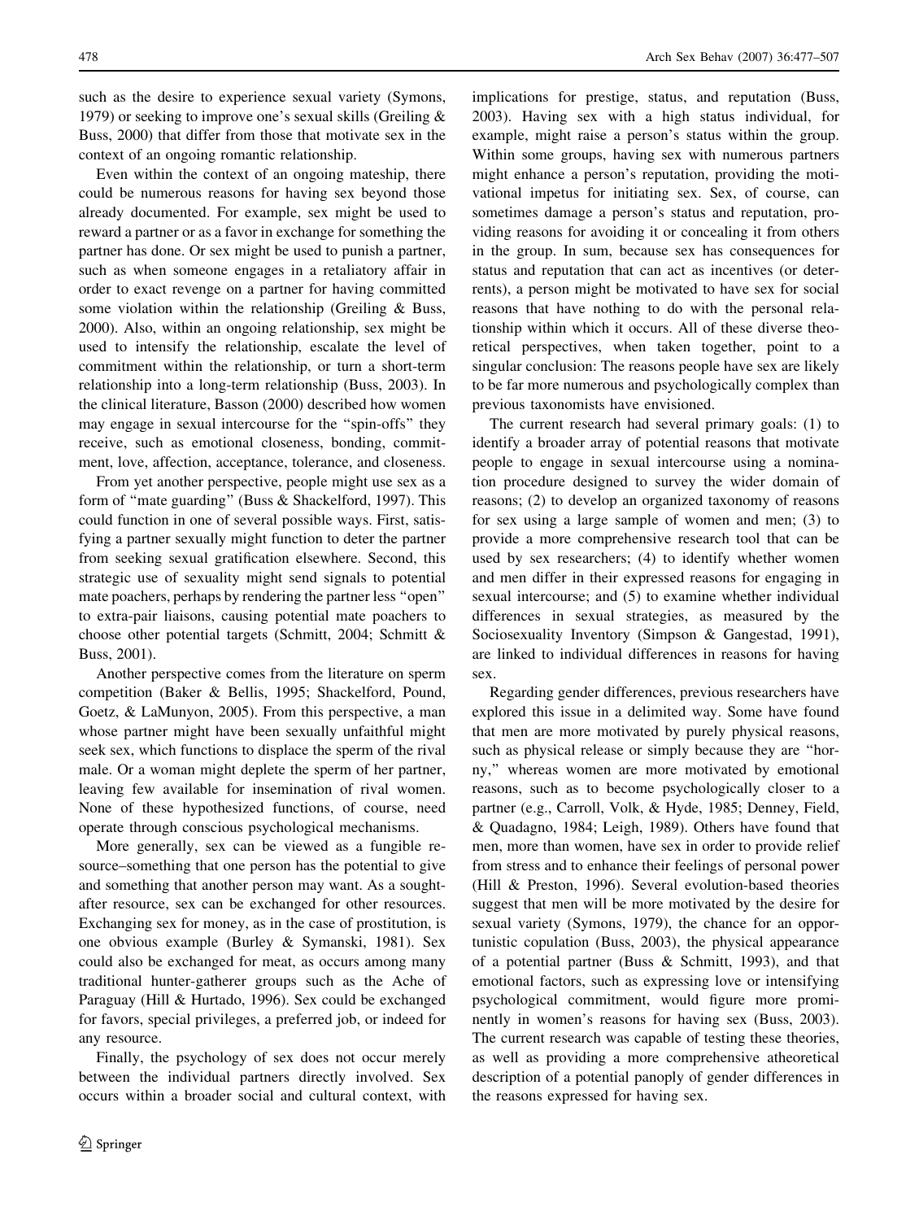such as the desire to experience sexual variety (Symons, 1979) or seeking to improve one's sexual skills (Greiling & Buss, 2000) that differ from those that motivate sex in the context of an ongoing romantic relationship.

Even within the context of an ongoing mateship, there could be numerous reasons for having sex beyond those already documented. For example, sex might be used to reward a partner or as a favor in exchange for something the partner has done. Or sex might be used to punish a partner, such as when someone engages in a retaliatory affair in order to exact revenge on a partner for having committed some violation within the relationship (Greiling & Buss, 2000). Also, within an ongoing relationship, sex might be used to intensify the relationship, escalate the level of commitment within the relationship, or turn a short-term relationship into a long-term relationship (Buss, 2003). In the clinical literature, Basson (2000) described how women may engage in sexual intercourse for the "spin-offs" they receive, such as emotional closeness, bonding, commitment, love, affection, acceptance, tolerance, and closeness.

From yet another perspective, people might use sex as a form of "mate guarding" (Buss & Shackelford, 1997). This could function in one of several possible ways. First, satisfying a partner sexually might function to deter the partner from seeking sexual gratification elsewhere. Second, this strategic use of sexuality might send signals to potential mate poachers, perhaps by rendering the partner less "open" to extra-pair liaisons, causing potential mate poachers to choose other potential targets (Schmitt, 2004; Schmitt & Buss, 2001).

Another perspective comes from the literature on sperm competition (Baker & Bellis, 1995; Shackelford, Pound, Goetz, & LaMunyon, 2005). From this perspective, a man whose partner might have been sexually unfaithful might seek sex, which functions to displace the sperm of the rival male. Or a woman might deplete the sperm of her partner, leaving few available for insemination of rival women. None of these hypothesized functions, of course, need operate through conscious psychological mechanisms.

More generally, sex can be viewed as a fungible resource–something that one person has the potential to give and something that another person may want. As a sought-after resource, sex can be exchanged for other resources. Exchanging sex for money, as in the case of prostitution, is one obvious example (Burley & Symanski, 1981). Sex could also be exchanged for meat, as occurs among many traditional hunter-gatherer groups such as the Ache of Paraguay (Hill & Hurtado, 1996). Sex could be exchanged for favors, special privileges, a preferred job, or indeed for any resource.

Finally, the psychology of sex does not occur merely between the individual partners directly involved. Sex occurs within a broader social and cultural context, with implications for prestige, status, and reputation (Buss, 2003). Having sex with a high status individual, for example, might raise a person's status within the group. Within some groups, having sex with numerous partners might enhance a person's reputation, providing the motivational impetus for initiating sex. Sex, of course, can sometimes damage a person's status and reputation, providing reasons for avoiding it or concealing it from others in the group. In sum, because sex has consequences for status and reputation that can act as incentives (or deterrents), a person might be motivated to have sex for social reasons that have nothing to do with the personal relationship within which it occurs. All of these diverse theoretical perspectives, when taken together, point to a singular conclusion: The reasons people have sex are likely to be far more numerous and psychologically complex than previous taxonomists have envisioned.

The current research had several primary goals: (1) to identify a broader array of potential reasons that motivate people to engage in sexual intercourse using a nomination procedure designed to survey the wider domain of reasons; (2) to develop an organized taxonomy of reasons for sex using a large sample of women and men; (3) to provide a more comprehensive research tool that can be used by sex researchers; (4) to identify whether women and men differ in their expressed reasons for engaging in sexual intercourse; and (5) to examine whether individual differences in sexual strategies, as measured by the Sociosexuality Inventory (Simpson & Gangestad, 1991), are linked to individual differences in reasons for having sex.

Regarding gender differences, previous researchers have explored this issue in a delimited way. Some have found that men are more motivated by purely physical reasons, such as physical release or simply because they are "horny," whereas women are more motivated by emotional reasons, such as to become psychologically closer to a partner (e.g., Carroll, Volk, & Hyde, 1985; Denney, Field, & Quadagno, 1984; Leigh, 1989). Others have found that men, more than women, have sex in order to provide relief from stress and to enhance their feelings of personal power (Hill & Preston, 1996). Several evolution-based theories suggest that men will be more motivated by the desire for sexual variety (Symons, 1979), the chance for an opportunistic copulation (Buss, 2003), the physical appearance of a potential partner (Buss & Schmitt, 1993), and that emotional factors, such as expressing love or intensifying psychological commitment, would figure more prominently in women's reasons for having sex (Buss, 2003). The current research was capable of testing these theories, as well as providing a more comprehensive atheoretical description of a potential panoply of gender differences in the reasons expressed for having sex.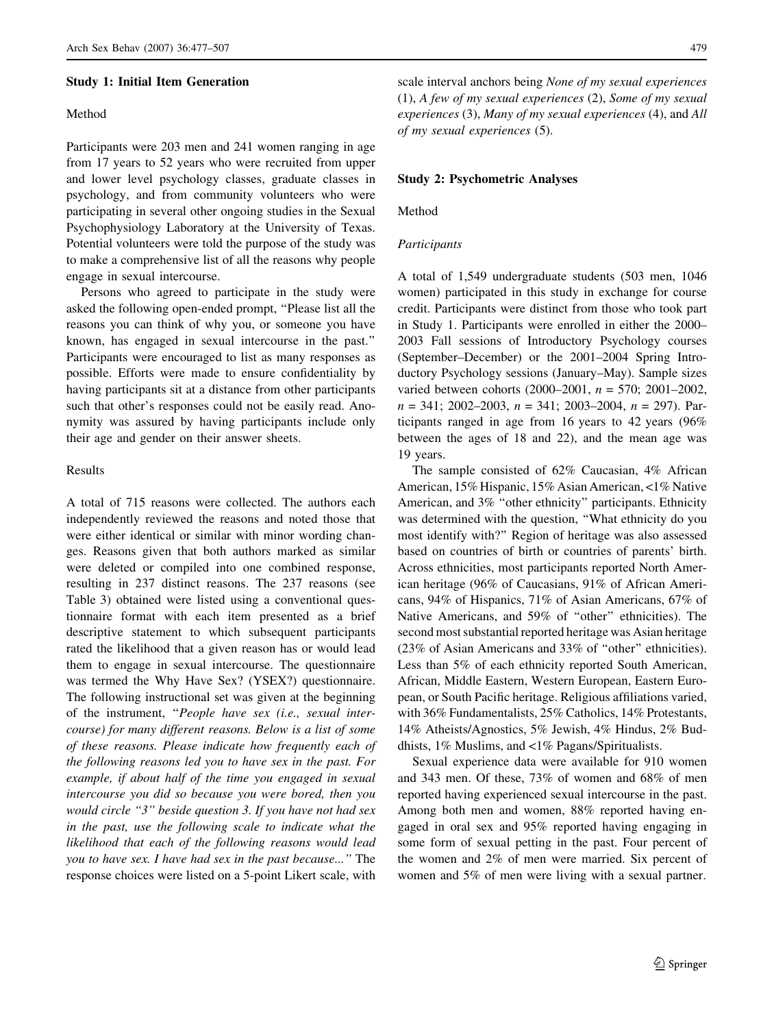### Study 1: Initial Item Generation

#### Method

Participants were 203 men and 241 women ranging in age from 17 years to 52 years who were recruited from upper and lower level psychology classes, graduate classes in psychology, and from community volunteers who were participating in several other ongoing studies in the Sexual Psychophysiology Laboratory at the University of Texas. Potential volunteers were told the purpose of the study was to make a comprehensive list of all the reasons why people engage in sexual intercourse.

Persons who agreed to participate in the study were asked the following open-ended prompt, "Please list all the reasons you can think of why you, or someone you have known, has engaged in sexual intercourse in the past." Participants were encouraged to list as many responses as possible. Efforts were made to ensure confidentiality by having participants sit at a distance from other participants such that other's responses could not be easily read. Anonymity was assured by having participants include only their age and gender on their answer sheets.

#### Results

A total of 715 reasons were collected. The authors each independently reviewed the reasons and noted those that were either identical or similar with minor wording changes. Reasons given that both authors marked as similar were deleted or compiled into one combined response, resulting in 237 distinct reasons. The 237 reasons (see Table 3) obtained were listed using a conventional questionnaire format with each item presented as a brief descriptive statement to which subsequent participants rated the likelihood that a given reason has or would lead them to engage in sexual intercourse. The questionnaire was termed the Why Have Sex? (YSEX?) questionnaire. The following instructional set was given at the beginning of the instrument, "*People have sex (i.e., sexual intercourse) for many different reasons. Below is a list of some of these reasons. Please indicate how frequently each of the following reasons led you to have sex in the past. For example, if about half of the time you engaged in sexual intercourse you did so because you were bored, then you would circle "3" beside question 3. If you have not had sex in the past, use the following scale to indicate what the likelihood that each of the following reasons would lead you to have sex. I have had sex in the past because...*" The response choices were listed on a 5-point Likert scale, with scale interval anchors being *None of my sexual experiences* (1), *A few of my sexual experiences* (2), *Some of my sexual experiences* (3), *Many of my sexual experiences* (4), and *All of my sexual experiences* (5).

### Study 2: Psychometric Analyses

#### Method

##### Participants

A total of 1,549 undergraduate students (503 men, 1046 women) participated in this study in exchange for course credit. Participants were distinct from those who took part in Study 1. Participants were enrolled in either the 2000–2003 Fall sessions of Introductory Psychology courses (September–December) or the 2001–2004 Spring Introductory Psychology sessions (January–May). Sample sizes varied between cohorts (2000–2001, $n = 570$; 2001–2002, $n = 341$; 2002–2003, $n = 341$; 2003–2004, $n = 297$). Participants ranged in age from 16 years to 42 years (96% between the ages of 18 and 22), and the mean age was 19 years.

The sample consisted of 62% Caucasian, 4% African American, 15% Hispanic, 15% Asian American, <1% Native American, and 3% "other ethnicity" participants. Ethnicity was determined with the question, "What ethnicity do you most identify with?" Region of heritage was also assessed based on countries of birth or countries of parents' birth. Across ethnicities, most participants reported North American heritage (96% of Caucasians, 91% of African Americans, 94% of Hispanics, 71% of Asian Americans, 67% of Native Americans, and 59% of "other" ethnicities). The second most substantial reported heritage was Asian heritage (23% of Asian Americans and 33% of "other" ethnicities). Less than 5% of each ethnicity reported South American, African, Middle Eastern, Western European, Eastern European, or South Pacific heritage. Religious affiliations varied, with 36% Fundamentalists, 25% Catholics, 14% Protestants, 14% Atheists/Agnostics, 5% Jewish, 4% Hindus, 2% Buddhists, 1% Muslims, and <1% Pagans/Spiritualists.

Sexual experience data were available for 910 women and 343 men. Of these, 73% of women and 68% of men reported having experienced sexual intercourse in the past. Among both men and women, 88% reported having engaged in oral sex and 95% reported having engaging in some form of sexual petting in the past. Four percent of the women and 2% of men were married. Six percent of women and 5% of men were living with a sexual partner.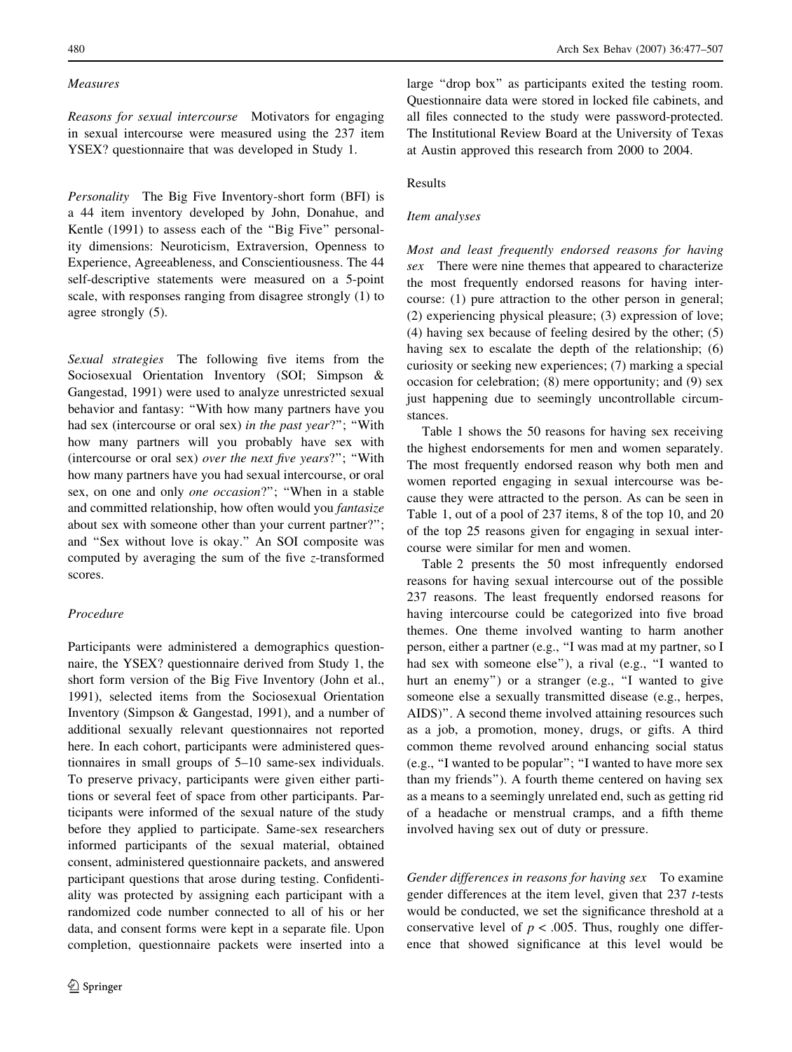### *Measures*

*Reasons for sexual intercourse* Motivators for engaging in sexual intercourse were measured using the 237 item YSEX? questionnaire that was developed in Study 1.

*Personality* The Big Five Inventory-short form (BFI) is a 44 item inventory developed by John, Donahue, and Kentle (1991) to assess each of the "Big Five" personality dimensions: Neuroticism, Extraversion, Openness to Experience, Agreeableness, and Conscientiousness. The 44 self-descriptive statements were measured on a 5-point scale, with responses ranging from disagree strongly (1) to agree strongly (5).

*Sexual strategies* The following five items from the Sociosexual Orientation Inventory (SOI; Simpson & Gangestad, 1991) were used to analyze unrestricted sexual behavior and fantasy: "With how many partners have you had sex (intercourse or oral sex) *in the past year*?"; "With how many partners will you probably have sex with (intercourse or oral sex) *over the next five years*?"; "With how many partners have you had sexual intercourse, or oral sex, on one and only *one occasion*?"; "When in a stable and committed relationship, how often would you *fantasize* about sex with someone other than your current partner?"; and "Sex without love is okay." An SOI composite was computed by averaging the sum of the five $z$-transformed scores.

### *Procedure*

Participants were administered a demographics questionnaire, the YSEX? questionnaire derived from Study 1, the short form version of the Big Five Inventory (John et al., 1991), selected items from the Sociosexual Orientation Inventory (Simpson & Gangestad, 1991), and a number of additional sexually relevant questionnaires not reported here. In each cohort, participants were administered questionnaires in small groups of 5–10 same-sex individuals. To preserve privacy, participants were given either partitions or several feet of space from other participants. Participants were informed of the sexual nature of the study before they applied to participate. Same-sex researchers informed participants of the sexual material, obtained consent, administered questionnaire packets, and answered participant questions that arose during testing. Confidentiality was protected by assigning each participant with a randomized code number connected to all of his or her data, and consent forms were kept in a separate file. Upon completion, questionnaire packets were inserted into a large "drop box" as participants exited the testing room. Questionnaire data were stored in locked file cabinets, and all files connected to the study were password-protected. The Institutional Review Board at the University of Texas at Austin approved this research from 2000 to 2004.

## Results

### *Item analyses*

*Most and least frequently endorsed reasons for having sex* There were nine themes that appeared to characterize the most frequently endorsed reasons for having intercourse: (1) pure attraction to the other person in general; (2) experiencing physical pleasure; (3) expression of love; (4) having sex because of feeling desired by the other; (5) having sex to escalate the depth of the relationship; (6) curiosity or seeking new experiences; (7) marking a special occasion for celebration; (8) mere opportunity; and (9) sex just happening due to seemingly uncontrollable circumstances.

Table 1 shows the 50 reasons for having sex receiving the highest endorsements for men and women separately. The most frequently endorsed reason why both men and women reported engaging in sexual intercourse was because they were attracted to the person. As can be seen in Table 1, out of a pool of 237 items, 8 of the top 10, and 20 of the top 25 reasons given for engaging in sexual intercourse were similar for men and women.

Table 2 presents the 50 most infrequently endorsed reasons for having sexual intercourse out of the possible 237 reasons. The least frequently endorsed reasons for having intercourse could be categorized into five broad themes. One theme involved wanting to harm another person, either a partner (e.g., "I was mad at my partner, so I had sex with someone else"), a rival (e.g., "I wanted to hurt an enemy") or a stranger (e.g., "I wanted to give someone else a sexually transmitted disease (e.g., herpes, AIDS)". A second theme involved attaining resources such as a job, a promotion, money, drugs, or gifts. A third common theme revolved around enhancing social status (e.g., "I wanted to be popular"; "I wanted to have more sex than my friends"). A fourth theme centered on having sex as a means to a seemingly unrelated end, such as getting rid of a headache or menstrual cramps, and a fifth theme involved having sex out of duty or pressure.

*Gender differences in reasons for having sex* To examine gender differences at the item level, given that 237 $t$-tests would be conducted, we set the significance threshold at a conservative level of $p < .005$. Thus, roughly one difference that showed significance at this level would be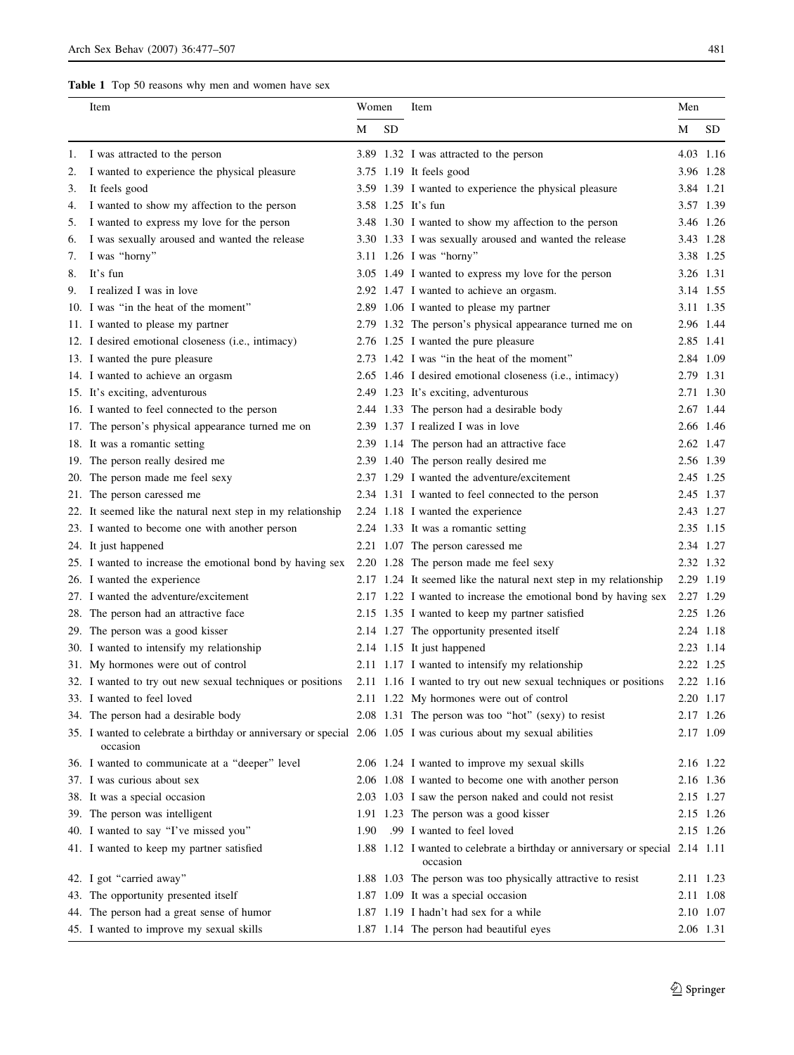**Table 1** Top 50 reasons why men and women have sex

| | Item | Women | | Item | Men | |
|---|---|---|---|---|---|---|
| | | M | SD | | M | SD |
| 1. | I was attracted to the person | 3.89 | 1.32 | I was attracted to the person | 4.03 | 1.16 |
| 2. | I wanted to experience the physical pleasure | 3.75 | 1.19 | It feels good | 3.96 | 1.28 |
| 3. | It feels good | 3.59 | 1.39 | I wanted to experience the physical pleasure | 3.84 | 1.21 |
| 4. | I wanted to show my affection to the person | 3.58 | 1.25 | It's fun | 3.57 | 1.39 |
| 5. | I wanted to express my love for the person | 3.48 | 1.30 | I wanted to show my affection to the person | 3.46 | 1.26 |
| 6. | I was sexually aroused and wanted the release | 3.30 | 1.33 | I was sexually aroused and wanted the release | 3.43 | 1.28 |
| 7. | I was "horny" | 3.11 | 1.26 | I was "horny" | 3.38 | 1.25 |
| 8. | It's fun | 3.05 | 1.49 | I wanted to express my love for the person | 3.26 | 1.31 |
| 9. | I realized I was in love | 2.92 | 1.47 | I wanted to achieve an orgasm. | 3.14 | 1.55 |
| 10. | I was "in the heat of the moment" | 2.89 | 1.06 | I wanted to please my partner | 3.11 | 1.35 |
| 11. | I wanted to please my partner | 2.79 | 1.32 | The person's physical appearance turned me on | 2.96 | 1.44 |
| 12. | I desired emotional closeness (i.e., intimacy) | 2.76 | 1.25 | I wanted the pure pleasure | 2.85 | 1.41 |
| 13. | I wanted the pure pleasure | 2.73 | 1.42 | I was "in the heat of the moment" | 2.84 | 1.09 |
| 14. | I wanted to achieve an orgasm | 2.65 | 1.46 | I desired emotional closeness (i.e., intimacy) | 2.79 | 1.31 |
| 15. | It's exciting, adventurous | 2.49 | 1.23 | It's exciting, adventurous | 2.71 | 1.30 |
| 16. | I wanted to feel connected to the person | 2.44 | 1.33 | The person had a desirable body | 2.67 | 1.44 |
| 17. | The person's physical appearance turned me on | 2.39 | 1.37 | I realized I was in love | 2.66 | 1.46 |
| 18. | It was a romantic setting | 2.39 | 1.14 | The person had an attractive face | 2.62 | 1.47 |
| 19. | The person really desired me | 2.39 | 1.40 | The person really desired me | 2.56 | 1.39 |
| 20. | The person made me feel sexy | 2.37 | 1.29 | I wanted the adventure/excitement | 2.45 | 1.25 |
| 21. | The person caressed me | 2.34 | 1.31 | I wanted to feel connected to the person | 2.45 | 1.37 |
| 22. | It seemed like the natural next step in my relationship | 2.24 | 1.18 | I wanted the experience | 2.43 | 1.27 |
| 23. | I wanted to become one with another person | 2.24 | 1.33 | It was a romantic setting | 2.35 | 1.15 |
| 24. | It just happened | 2.21 | 1.07 | The person caressed me | 2.34 | 1.27 |
| 25. | I wanted to increase the emotional bond by having sex | 2.20 | 1.28 | The person made me feel sexy | 2.32 | 1.32 |
| 26. | I wanted the experience | 2.17 | 1.24 | It seemed like the natural next step in my relationship | 2.29 | 1.19 |
| 27. | I wanted the adventure/excitement | 2.17 | 1.22 | I wanted to increase the emotional bond by having sex | 2.27 | 1.29 |
| 28. | The person had an attractive face | 2.15 | 1.35 | I wanted to keep my partner satisfied | 2.25 | 1.26 |
| 29. | The person was a good kisser | 2.14 | 1.27 | The opportunity presented itself | 2.24 | 1.18 |
| 30. | I wanted to intensify my relationship | 2.14 | 1.15 | It just happened | 2.23 | 1.14 |
| 31. | My hormones were out of control | 2.11 | 1.17 | I wanted to intensify my relationship | 2.22 | 1.25 |
| 32. | I wanted to try out new sexual techniques or positions | 2.11 | 1.16 | I wanted to try out new sexual techniques or positions | 2.22 | 1.16 |
| 33. | I wanted to feel loved | 2.11 | 1.22 | My hormones were out of control | 2.20 | 1.17 |
| 34. | The person had a desirable body | 2.08 | 1.31 | The person was too "hot" (sexy) to resist | 2.17 | 1.26 |
| 35. | I wanted to celebrate a birthday or anniversary or special occasion | 2.06 | 1.05 | I was curious about my sexual abilities | 2.17 | 1.09 |
| 36. | I wanted to communicate at a "deeper" level | 2.06 | 1.24 | I wanted to improve my sexual skills | 2.16 | 1.22 |
| 37. | I was curious about sex | 2.06 | 1.08 | I wanted to become one with another person | 2.16 | 1.36 |
| 38. | It was a special occasion | 2.03 | 1.03 | I saw the person naked and could not resist | 2.15 | 1.27 |
| 39. | The person was intelligent | 1.91 | 1.23 | The person was a good kisser | 2.15 | 1.26 |
| 40. | I wanted to say "I've missed you" | 1.90 | .99 | I wanted to feel loved | 2.15 | 1.26 |
| 41. | I wanted to keep my partner satisfied | 1.88 | 1.12 | I wanted to celebrate a birthday or anniversary or special occasion | 2.14 | 1.11 |
| 42. | I got "carried away" | 1.88 | 1.03 | The person was too physically attractive to resist | 2.11 | 1.23 |
| 43. | The opportunity presented itself | 1.87 | 1.09 | It was a special occasion | 2.11 | 1.08 |
| 44. | The person had a great sense of humor | 1.87 | 1.19 | I hadn't had sex for a while | 2.10 | 1.07 |
| 45. | I wanted to improve my sexual skills | 1.87 | 1.14 | The person had beautiful eyes | 2.06 | 1.31 |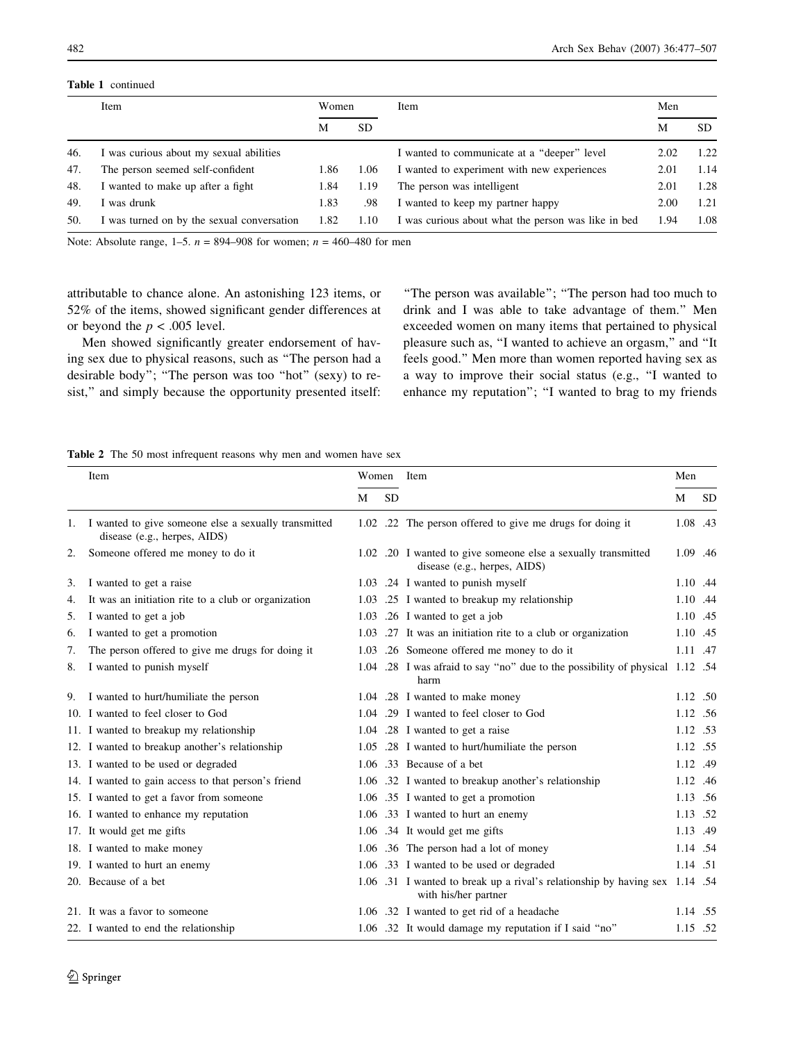**Table 1** continued

| | Item | Women | | Item | Men | |
|---|---|---|---|---|---|---|
| | | M | SD | | M | SD |
| 46. | I was curious about my sexual abilities | | | I wanted to communicate at a "deeper" level | 2.02 | 1.22 |
| 47. | The person seemed self-confident | 1.86 | 1.06 | I wanted to experiment with new experiences | 2.01 | 1.14 |
| 48. | I wanted to make up after a fight | 1.84 | 1.19 | The person was intelligent | 2.01 | 1.28 |
| 49. | I was drunk | 1.83 | .98 | I wanted to keep my partner happy | 2.00 | 1.21 |
| 50. | I was turned on by the sexual conversation | 1.82 | 1.10 | I was curious about what the person was like in bed | 1.94 | 1.08 |

Note: Absolute range, 1–5. $n$ = 894–908 for women; $n$ = 460–480 for men

attributable to chance alone. An astonishing 123 items, or 52% of the items, showed significant gender differences at or beyond the $p < .005$ level.

Men showed significantly greater endorsement of having sex due to physical reasons, such as "The person had a desirable body"; "The person was too "hot" (sexy) to resist," and simply because the opportunity presented itself: "The person was available"; "The person had too much to drink and I was able to take advantage of them." Men exceeded women on many items that pertained to physical pleasure such as, "I wanted to achieve an orgasm," and "It feels good." Men more than women reported having sex as a way to improve their social status (e.g., "I wanted to enhance my reputation"; "I wanted to brag to my friends

**Table 2** The 50 most infrequent reasons why men and women have sex

| | Item | Women | | Item | Men | |
|---|---|---|---|---|---|---|
| | | M | SD | | M | SD |
| 1. | I wanted to give someone else a sexually transmitted disease (e.g., herpes, AIDS) | 1.02 | .22 | The person offered to give me drugs for doing it | 1.08 | .43 |
| 2. | Someone offered me money to do it | 1.02 | .20 | I wanted to give someone else a sexually transmitted disease (e.g., herpes, AIDS) | 1.09 | .46 |
| 3. | I wanted to get a raise | 1.03 | .24 | I wanted to punish myself | 1.10 | .44 |
| 4. | It was an initiation rite to a club or organization | 1.03 | .25 | I wanted to breakup my relationship | 1.10 | .44 |
| 5. | I wanted to get a job | 1.03 | .26 | I wanted to get a job | 1.10 | .45 |
| 6. | I wanted to get a promotion | 1.03 | .27 | It was an initiation rite to a club or organization | 1.10 | .45 |
| 7. | The person offered to give me drugs for doing it | 1.03 | .26 | Someone offered me money to do it | 1.11 | .47 |
| 8. | I wanted to punish myself | 1.04 | .28 | I was afraid to say "no" due to the possibility of physical harm | 1.12 | .54 |
| 9. | I wanted to hurt/humiliate the person | 1.04 | .28 | I wanted to make money | 1.12 | .50 |
| 10. | I wanted to feel closer to God | 1.04 | .29 | I wanted to feel closer to God | 1.12 | .56 |
| 11. | I wanted to breakup my relationship | 1.04 | .28 | I wanted to get a raise | 1.12 | .53 |
| 12. | I wanted to breakup another's relationship | 1.05 | .28 | I wanted to hurt/humiliate the person | 1.12 | .55 |
| 13. | I wanted to be used or degraded | 1.06 | .33 | Because of a bet | 1.12 | .49 |
| 14. | I wanted to gain access to that person's friend | 1.06 | .32 | I wanted to breakup another's relationship | 1.12 | .46 |
| 15. | I wanted to get a favor from someone | 1.06 | .35 | I wanted to get a promotion | 1.13 | .56 |
| 16. | I wanted to enhance my reputation | 1.06 | .33 | I wanted to hurt an enemy | 1.13 | .52 |
| 17. | It would get me gifts | 1.06 | .34 | It would get me gifts | 1.13 | .49 |
| 18. | I wanted to make money | 1.06 | .36 | The person had a lot of money | 1.14 | .54 |
| 19. | I wanted to hurt an enemy | 1.06 | .33 | I wanted to be used or degraded | 1.14 | .51 |
| 20. | Because of a bet | 1.06 | .31 | I wanted to break up a rival's relationship by having sex with his/her partner | 1.14 | .54 |
| 21. | It was a favor to someone | 1.06 | .32 | I wanted to get rid of a headache | 1.14 | .55 |
| 22. | I wanted to end the relationship | 1.06 | .32 | It would damage my reputation if I said "no" | 1.15 | .52 |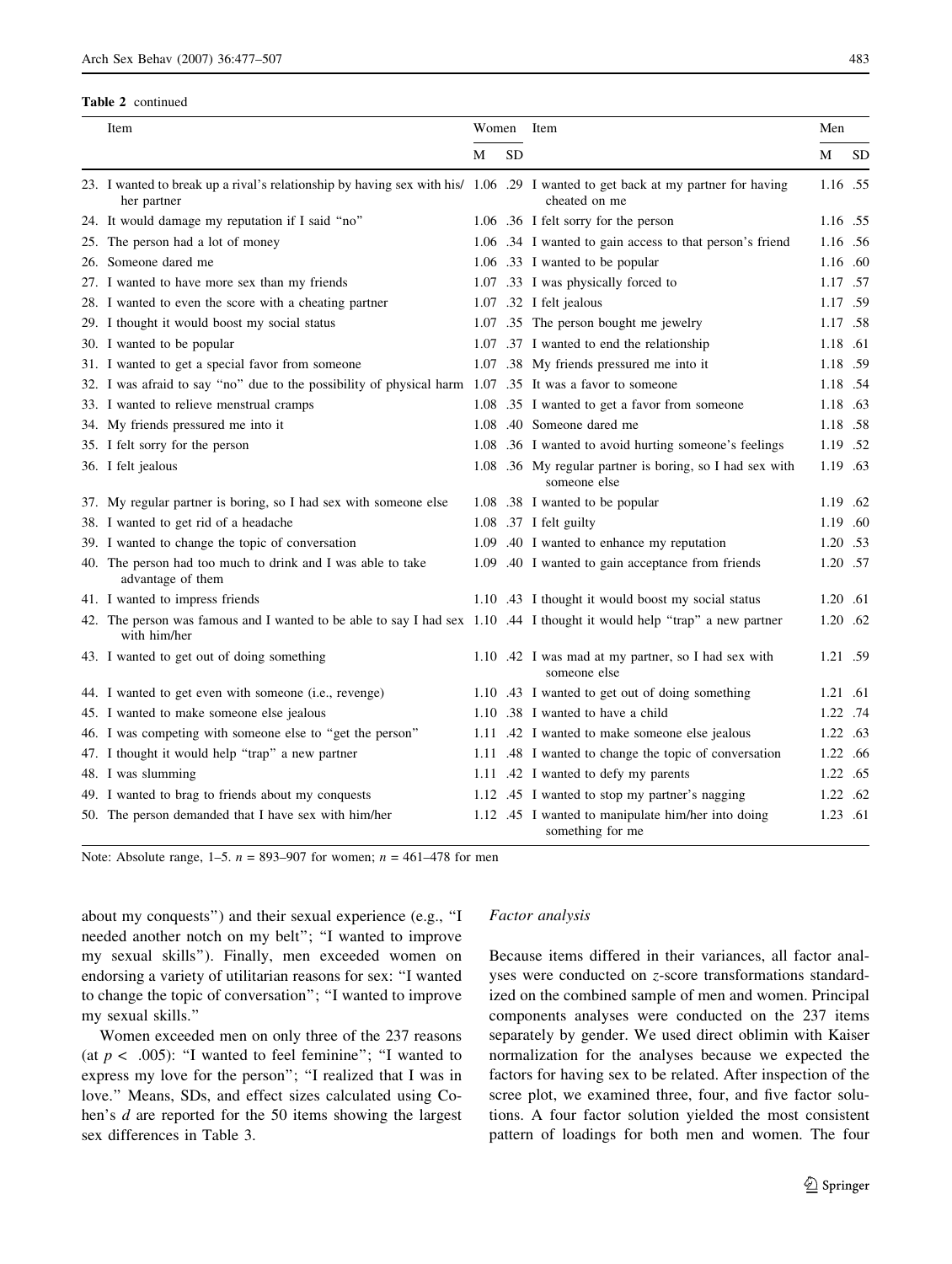**Table 2** continued

| Item | Women | | Item | Men | |
|---|---|---|---|---|---|
| | M | SD | | M | SD |
| 23. I wanted to break up a rival's relationship by having sex with his/her partner | 1.06 | .29 | I wanted to get back at my partner for having cheated on me | 1.16 | .55 |
| 24. It would damage my reputation if I said "no" | 1.06 | .36 | I felt sorry for the person | 1.16 | .55 |
| 25. The person had a lot of money | 1.06 | .34 | I wanted to gain access to that person's friend | 1.16 | .56 |
| 26. Someone dared me | 1.06 | .33 | I wanted to be popular | 1.16 | .60 |
| 27. I wanted to have more sex than my friends | 1.07 | .33 | I was physically forced to | 1.17 | .57 |
| 28. I wanted to even the score with a cheating partner | 1.07 | .32 | I felt jealous | 1.17 | .59 |
| 29. I thought it would boost my social status | 1.07 | .35 | The person bought me jewelry | 1.17 | .58 |
| 30. I wanted to be popular | 1.07 | .37 | I wanted to end the relationship | 1.18 | .61 |
| 31. I wanted to get a special favor from someone | 1.07 | .38 | My friends pressured me into it | 1.18 | .59 |
| 32. I was afraid to say "no" due to the possibility of physical harm | 1.07 | .35 | It was a favor to someone | 1.18 | .54 |
| 33. I wanted to relieve menstrual cramps | 1.08 | .35 | I wanted to get a favor from someone | 1.18 | .63 |
| 34. My friends pressured me into it | 1.08 | .40 | Someone dared me | 1.18 | .58 |
| 35. I felt sorry for the person | 1.08 | .36 | I wanted to avoid hurting someone's feelings | 1.19 | .52 |
| 36. I felt jealous | 1.08 | .36 | My regular partner is boring, so I had sex with someone else | 1.19 | .63 |
| 37. My regular partner is boring, so I had sex with someone else | 1.08 | .38 | I wanted to be popular | 1.19 | .62 |
| 38. I wanted to get rid of a headache | 1.08 | .37 | I felt guilty | 1.19 | .60 |
| 39. I wanted to change the topic of conversation | 1.09 | .40 | I wanted to enhance my reputation | 1.20 | .53 |
| 40. The person had too much to drink and I was able to take advantage of them | 1.09 | .40 | I wanted to gain acceptance from friends | 1.20 | .57 |
| 41. I wanted to impress friends | 1.10 | .43 | I thought it would boost my social status | 1.20 | .61 |
| 42. The person was famous and I wanted to be able to say I had sex with him/her | 1.10 | .44 | I thought it would help "trap" a new partner | 1.20 | .62 |
| 43. I wanted to get out of doing something | 1.10 | .42 | I was mad at my partner, so I had sex with someone else | 1.21 | .59 |
| 44. I wanted to get even with someone (i.e., revenge) | 1.10 | .43 | I wanted to get out of doing something | 1.21 | .61 |
| 45. I wanted to make someone else jealous | 1.10 | .38 | I wanted to have a child | 1.22 | .74 |
| 46. I was competing with someone else to "get the person" | 1.11 | .42 | I wanted to make someone else jealous | 1.22 | .63 |
| 47. I thought it would help "trap" a new partner | 1.11 | .48 | I wanted to change the topic of conversation | 1.22 | .66 |
| 48. I was slumming | 1.11 | .42 | I wanted to defy my parents | 1.22 | .65 |
| 49. I wanted to brag to friends about my conquests | 1.12 | .45 | I wanted to stop my partner's nagging | 1.22 | .62 |
| 50. The person demanded that I have sex with him/her | 1.12 | .45 | I wanted to manipulate him/her into doing something for me | 1.23 | .61 |

Note: Absolute range, 1–5. $n$ = 893–907 for women; $n$ = 461–478 for men

about my conquests") and their sexual experience (e.g., "I needed another notch on my belt"; "I wanted to improve my sexual skills"). Finally, men exceeded women on endorsing a variety of utilitarian reasons for sex: "I wanted to change the topic of conversation"; "I wanted to improve my sexual skills."

Women exceeded men on only three of the 237 reasons (at $p < .005$): "I wanted to feel feminine"; "I wanted to express my love for the person"; "I realized that I was in love." Means, SDs, and effect sizes calculated using Cohen's $d$ are reported for the 50 items showing the largest sex differences in Table 3.

*Factor analysis*

Because items differed in their variances, all factor analyses were conducted on $z$-score transformations standardized on the combined sample of men and women. Principal components analyses were conducted on the 237 items separately by gender. We used direct oblimin with Kaiser normalization for the analyses because we expected the factors for having sex to be related. After inspection of the scree plot, we examined three, four, and five factor solutions. A four factor solution yielded the most consistent pattern of loadings for both men and women. The four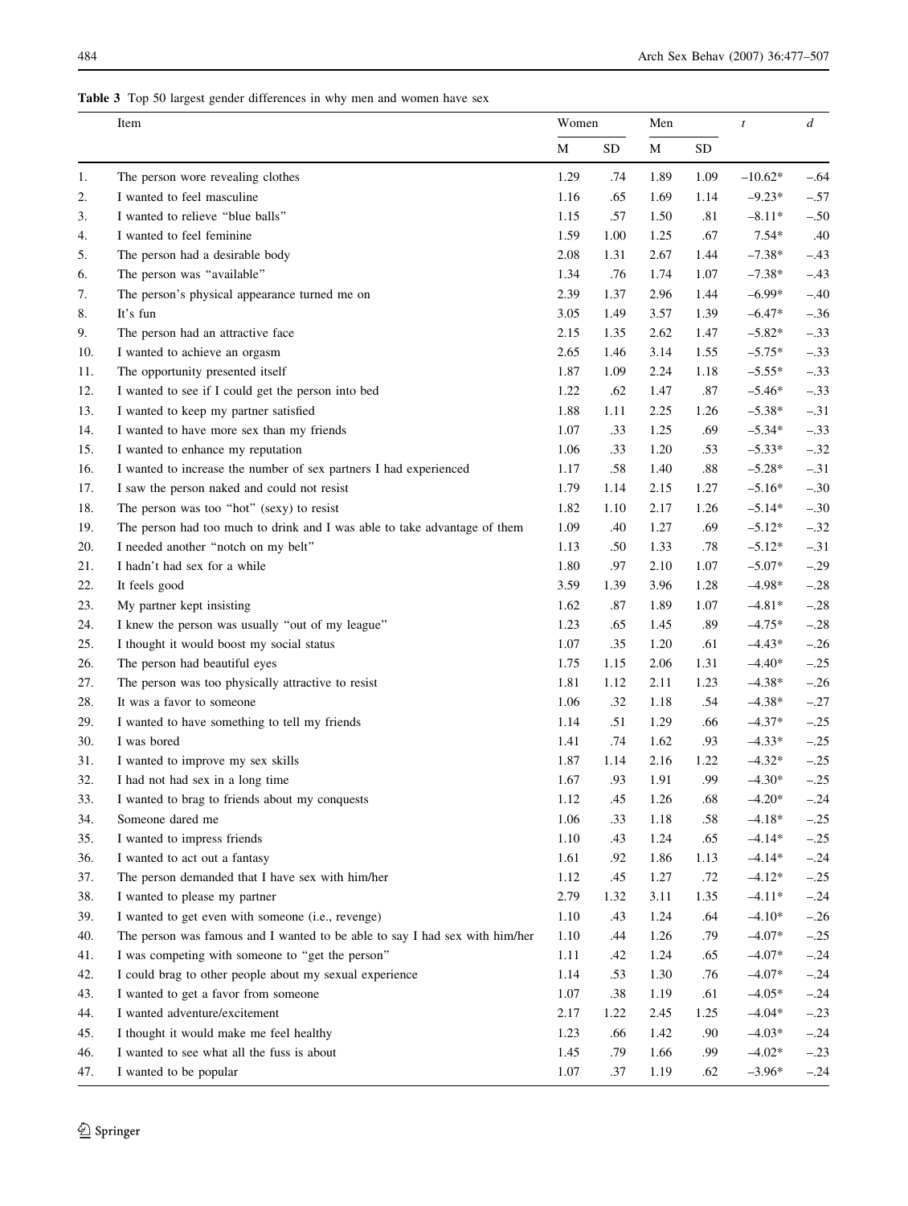**Table 3** Top 50 largest gender differences in why men and women have sex

| | Item | Women | | Men | | *t* | *d* |
|---|---|---|---|---|---|---|---|
| | | M | SD | M | SD | | |
| 1. | The person wore revealing clothes | 1.29 | .74 | 1.89 | 1.09 | −10.62* | −.64 |
| 2. | I wanted to feel masculine | 1.16 | .65 | 1.69 | 1.14 | −9.23* | −.57 |
| 3. | I wanted to relieve "blue balls" | 1.15 | .57 | 1.50 | .81 | −8.11* | −.50 |
| 4. | I wanted to feel feminine | 1.59 | 1.00 | 1.25 | .67 | 7.54* | .40 |
| 5. | The person had a desirable body | 2.08 | 1.31 | 2.67 | 1.44 | −7.38* | −.43 |
| 6. | The person was "available" | 1.34 | .76 | 1.74 | 1.07 | −7.38* | −.43 |
| 7. | The person's physical appearance turned me on | 2.39 | 1.37 | 2.96 | 1.44 | −6.99* | −.40 |
| 8. | It's fun | 3.05 | 1.49 | 3.57 | 1.39 | −6.47* | −.36 |
| 9. | The person had an attractive face | 2.15 | 1.35 | 2.62 | 1.47 | −5.82* | −.33 |
| 10. | I wanted to achieve an orgasm | 2.65 | 1.46 | 3.14 | 1.55 | −5.75* | −.33 |
| 11. | The opportunity presented itself | 1.87 | 1.09 | 2.24 | 1.18 | −5.55* | −.33 |
| 12. | I wanted to see if I could get the person into bed | 1.22 | .62 | 1.47 | .87 | −5.46* | −.33 |
| 13. | I wanted to keep my partner satisfied | 1.88 | 1.11 | 2.25 | 1.26 | −5.38* | −.31 |
| 14. | I wanted to have more sex than my friends | 1.07 | .33 | 1.25 | .69 | −5.34* | −.33 |
| 15. | I wanted to enhance my reputation | 1.06 | .33 | 1.20 | .53 | −5.33* | −.32 |
| 16. | I wanted to increase the number of sex partners I had experienced | 1.17 | .58 | 1.40 | .88 | −5.28* | −.31 |
| 17. | I saw the person naked and could not resist | 1.79 | 1.14 | 2.15 | 1.27 | −5.16* | −.30 |
| 18. | The person was too "hot" (sexy) to resist | 1.82 | 1.10 | 2.17 | 1.26 | −5.14* | −.30 |
| 19. | The person had too much to drink and I was able to take advantage of them | 1.09 | .40 | 1.27 | .69 | −5.12* | −.32 |
| 20. | I needed another "notch on my belt" | 1.13 | .50 | 1.33 | .78 | −5.12* | −.31 |
| 21. | I hadn't had sex for a while | 1.80 | .97 | 2.10 | 1.07 | −5.07* | −.29 |
| 22. | It feels good | 3.59 | 1.39 | 3.96 | 1.28 | −4.98* | −.28 |
| 23. | My partner kept insisting | 1.62 | .87 | 1.89 | 1.07 | −4.81* | −.28 |
| 24. | I knew the person was usually "out of my league" | 1.23 | .65 | 1.45 | .89 | −4.75* | −.28 |
| 25. | I thought it would boost my social status | 1.07 | .35 | 1.20 | .61 | −4.43* | −.26 |
| 26. | The person had beautiful eyes | 1.75 | 1.15 | 2.06 | 1.31 | −4.40* | −.25 |
| 27. | The person was too physically attractive to resist | 1.81 | 1.12 | 2.11 | 1.23 | −4.38* | −.26 |
| 28. | It was a favor to someone | 1.06 | .32 | 1.18 | .54 | −4.38* | −.27 |
| 29. | I wanted to have something to tell my friends | 1.14 | .51 | 1.29 | .66 | −4.37* | −.25 |
| 30. | I was bored | 1.41 | .74 | 1.62 | .93 | −4.33* | −.25 |
| 31. | I wanted to improve my sex skills | 1.87 | 1.14 | 2.16 | 1.22 | −4.32* | −.25 |
| 32. | I had not had sex in a long time | 1.67 | .93 | 1.91 | .99 | −4.30* | −.25 |
| 33. | I wanted to brag to friends about my conquests | 1.12 | .45 | 1.26 | .68 | −4.20* | −.24 |
| 34. | Someone dared me | 1.06 | .33 | 1.18 | .58 | −4.18* | −.25 |
| 35. | I wanted to impress friends | 1.10 | .43 | 1.24 | .65 | −4.14* | −.25 |
| 36. | I wanted to act out a fantasy | 1.61 | .92 | 1.86 | 1.13 | −4.14* | −.24 |
| 37. | The person demanded that I have sex with him/her | 1.12 | .45 | 1.27 | .72 | −4.12* | −.25 |
| 38. | I wanted to please my partner | 2.79 | 1.32 | 3.11 | 1.35 | −4.11* | −.24 |
| 39. | I wanted to get even with someone (i.e., revenge) | 1.10 | .43 | 1.24 | .64 | −4.10* | −.26 |
| 40. | The person was famous and I wanted to be able to say I had sex with him/her | 1.10 | .44 | 1.26 | .79 | −4.07* | −.25 |
| 41. | I was competing with someone to "get the person" | 1.11 | .42 | 1.24 | .65 | −4.07* | −.24 |
| 42. | I could brag to other people about my sexual experience | 1.14 | .53 | 1.30 | .76 | −4.07* | −.24 |
| 43. | I wanted to get a favor from someone | 1.07 | .38 | 1.19 | .61 | −4.05* | −.24 |
| 44. | I wanted adventure/excitement | 2.17 | 1.22 | 2.45 | 1.25 | −4.04* | −.23 |
| 45. | I thought it would make me feel healthy | 1.23 | .66 | 1.42 | .90 | −4.03* | −.24 |
| 46. | I wanted to see what all the fuss is about | 1.45 | .79 | 1.66 | .99 | −4.02* | −.23 |
| 47. | I wanted to be popular | 1.07 | .37 | 1.19 | .62 | −3.96* | −.24 |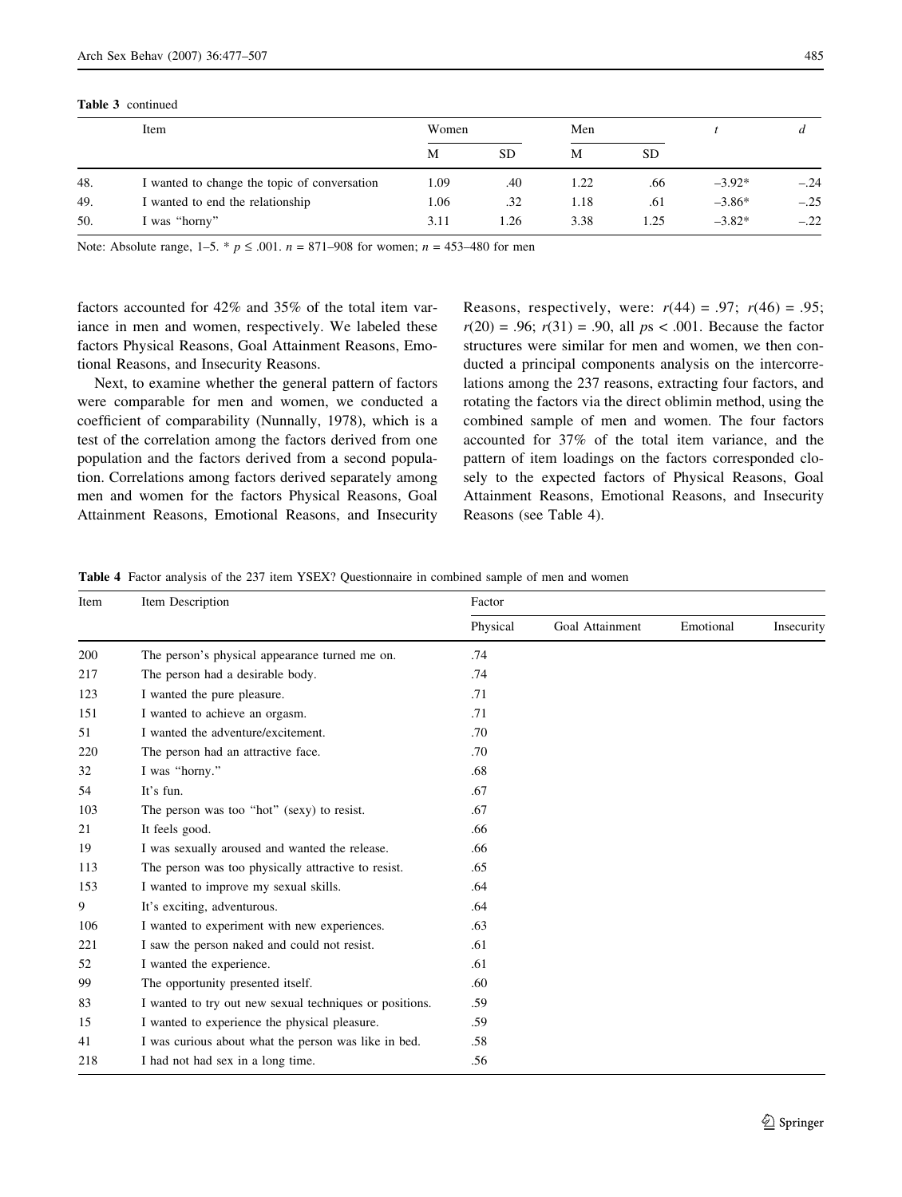**Table 3** continued

| | Item | Women | | Men | | $t$ | $d$ |
|---|---|---|---|---|---|---|---|
| | | M | SD | M | SD | | |
| 48. | I wanted to change the topic of conversation | 1.09 | .40 | 1.22 | .66 | −3.92* | −.24 |
| 49. | I wanted to end the relationship | 1.06 | .32 | 1.18 | .61 | −3.86* | −.25 |
| 50. | I was "horny" | 3.11 | 1.26 | 3.38 | 1.25 | −3.82* | −.22 |

Note: Absolute range, 1–5. * $p \leq .001$. $n$ = 871–908 for women; $n$ = 453–480 for men

factors accounted for 42% and 35% of the total item variance in men and women, respectively. We labeled these factors Physical Reasons, Goal Attainment Reasons, Emotional Reasons, and Insecurity Reasons.

Next, to examine whether the general pattern of factors were comparable for men and women, we conducted a coefficient of comparability (Nunnally, 1978), which is a test of the correlation among the factors derived from one population and the factors derived from a second population. Correlations among factors derived separately among men and women for the factors Physical Reasons, Goal Attainment Reasons, Emotional Reasons, and Insecurity Reasons, respectively, were: $r(44) = .97$; $r(46) = .95$; $r(20) = .96$; $r(31) = .90$, all $ps < .001$. Because the factor structures were similar for men and women, we then conducted a principal components analysis on the intercorrelations among the 237 reasons, extracting four factors, and rotating the factors via the direct oblimin method, using the combined sample of men and women. The four factors accounted for 37% of the total item variance, and the pattern of item loadings on the factors corresponded closely to the expected factors of Physical Reasons, Goal Attainment Reasons, Emotional Reasons, and Insecurity Reasons (see Table 4).

**Table 4** Factor analysis of the 237 item YSEX? Questionnaire in combined sample of men and women

| Item | Item Description | Factor | | | |
|---|---|---|---|---|---|
| | | Physical | Goal Attainment | Emotional | Insecurity |
| 200 | The person's physical appearance turned me on. | .74 | | | |
| 217 | The person had a desirable body. | .74 | | | |
| 123 | I wanted the pure pleasure. | .71 | | | |
| 151 | I wanted to achieve an orgasm. | .71 | | | |
| 51 | I wanted the adventure/excitement. | .70 | | | |
| 220 | The person had an attractive face. | .70 | | | |
| 32 | I was "horny." | .68 | | | |
| 54 | It's fun. | .67 | | | |
| 103 | The person was too "hot" (sexy) to resist. | .67 | | | |
| 21 | It feels good. | .66 | | | |
| 19 | I was sexually aroused and wanted the release. | .66 | | | |
| 113 | The person was too physically attractive to resist. | .65 | | | |
| 153 | I wanted to improve my sexual skills. | .64 | | | |
| 9 | It's exciting, adventurous. | .64 | | | |
| 106 | I wanted to experiment with new experiences. | .63 | | | |
| 221 | I saw the person naked and could not resist. | .61 | | | |
| 52 | I wanted the experience. | .61 | | | |
| 99 | The opportunity presented itself. | .60 | | | |
| 83 | I wanted to try out new sexual techniques or positions. | .59 | | | |
| 15 | I wanted to experience the physical pleasure. | .59 | | | |
| 41 | I was curious about what the person was like in bed. | .58 | | | |
| 218 | I had not had sex in a long time. | .56 | | | |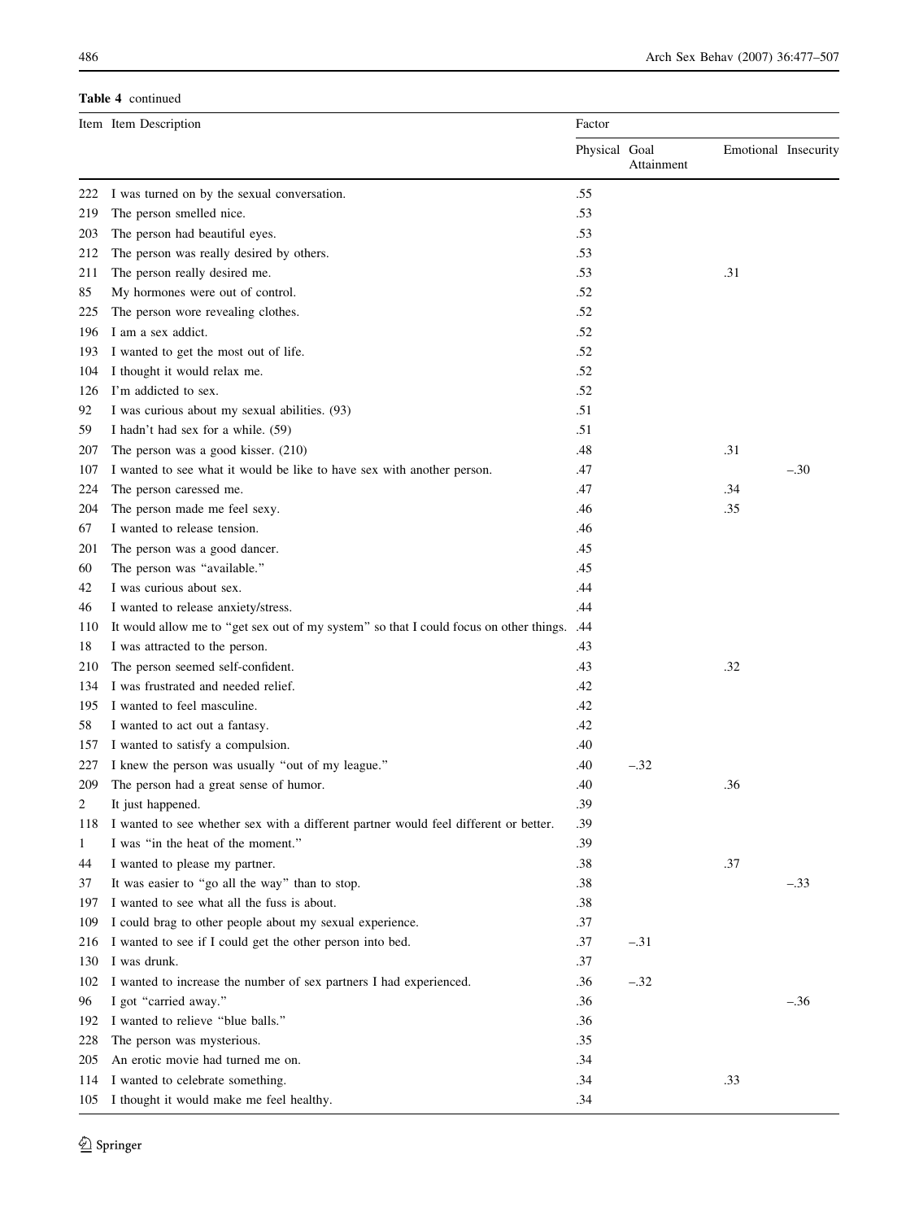**Table 4** continued

| Item | Item Description | Factor | | | |
|---|---|---|---|---|---|
| | | Physical | Goal Attainment | Emotional | Insecurity |
| 222 | I was turned on by the sexual conversation. | .55 | | | |
| 219 | The person smelled nice. | .53 | | | |
| 203 | The person had beautiful eyes. | .53 | | | |
| 212 | The person was really desired by others. | .53 | | | |
| 211 | The person really desired me. | .53 | | .31 | |
| 85 | My hormones were out of control. | .52 | | | |
| 225 | The person wore revealing clothes. | .52 | | | |
| 196 | I am a sex addict. | .52 | | | |
| 193 | I wanted to get the most out of life. | .52 | | | |
| 104 | I thought it would relax me. | .52 | | | |
| 126 | I'm addicted to sex. | .52 | | | |
| 92 | I was curious about my sexual abilities. (93) | .51 | | | |
| 59 | I hadn't had sex for a while. (59) | .51 | | | |
| 207 | The person was a good kisser. (210) | .48 | | .31 | |
| 107 | I wanted to see what it would be like to have sex with another person. | .47 | | | −.30 |
| 224 | The person caressed me. | .47 | | .34 | |
| 204 | The person made me feel sexy. | .46 | | .35 | |
| 67 | I wanted to release tension. | .46 | | | |
| 201 | The person was a good dancer. | .45 | | | |
| 60 | The person was "available." | .45 | | | |
| 42 | I was curious about sex. | .44 | | | |
| 46 | I wanted to release anxiety/stress. | .44 | | | |
| 110 | It would allow me to "get sex out of my system" so that I could focus on other things. | .44 | | | |
| 18 | I was attracted to the person. | .43 | | | |
| 210 | The person seemed self-confident. | .43 | | .32 | |
| 134 | I was frustrated and needed relief. | .42 | | | |
| 195 | I wanted to feel masculine. | .42 | | | |
| 58 | I wanted to act out a fantasy. | .42 | | | |
| 157 | I wanted to satisfy a compulsion. | .40 | | | |
| 227 | I knew the person was usually "out of my league." | .40 | −.32 | | |
| 209 | The person had a great sense of humor. | .40 | | .36 | |
| 2 | It just happened. | .39 | | | |
| 118 | I wanted to see whether sex with a different partner would feel different or better. | .39 | | | |
| 1 | I was "in the heat of the moment." | .39 | | | |
| 44 | I wanted to please my partner. | .38 | | .37 | |
| 37 | It was easier to "go all the way" than to stop. | .38 | | | −.33 |
| 197 | I wanted to see what all the fuss is about. | .38 | | | |
| 109 | I could brag to other people about my sexual experience. | .37 | | | |
| 216 | I wanted to see if I could get the other person into bed. | .37 | −.31 | | |
| 130 | I was drunk. | .37 | | | |
| 102 | I wanted to increase the number of sex partners I had experienced. | .36 | −.32 | | |
| 96 | I got "carried away." | .36 | | | −.36 |
| 192 | I wanted to relieve "blue balls." | .36 | | | |
| 228 | The person was mysterious. | .35 | | | |
| 205 | An erotic movie had turned me on. | .34 | | | |
| 114 | I wanted to celebrate something. | .34 | | .33 | |
| 105 | I thought it would make me feel healthy. | .34 | | | |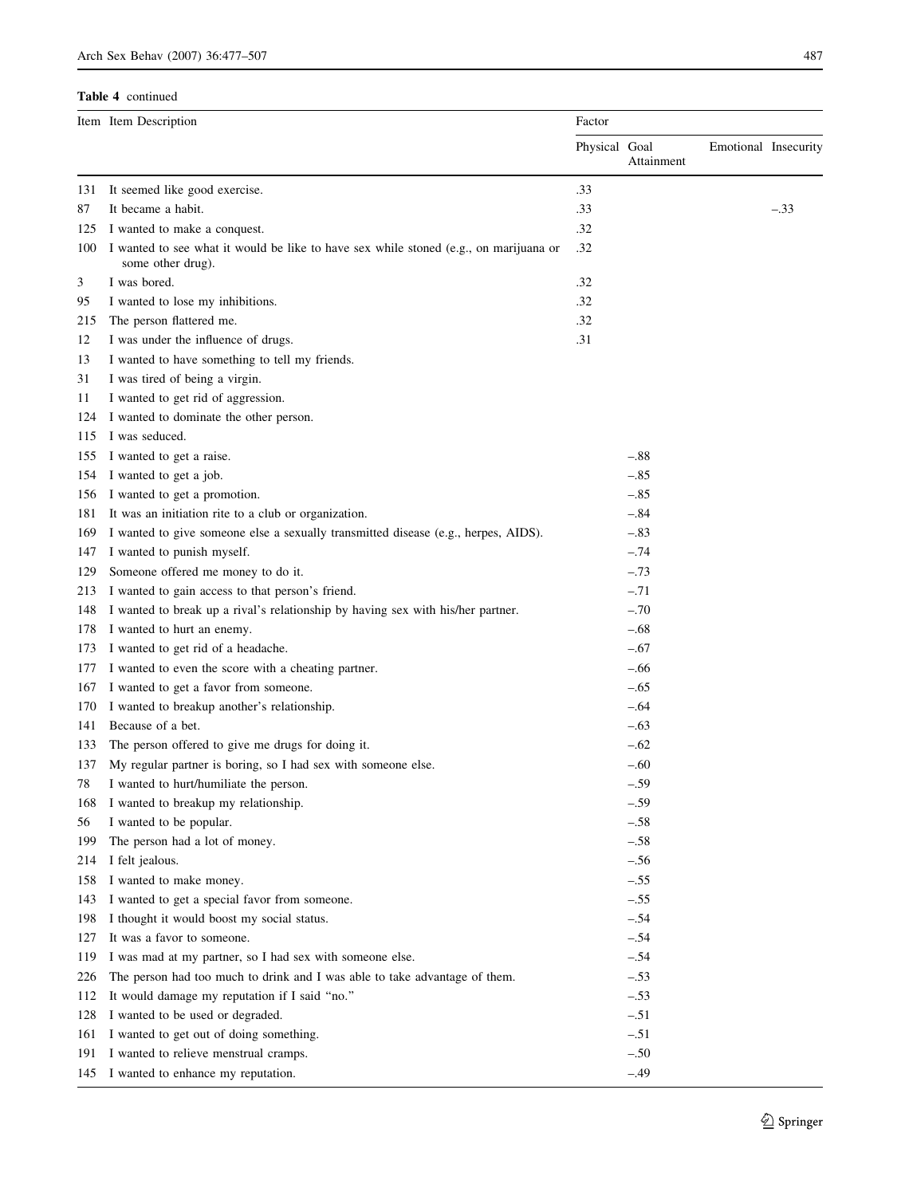**Table 4** continued

| Item | Item Description | Factor | | | |
|---|---|---|---|---|---|
| | | Physical | Goal Attainment | Emotional | Insecurity |
| 131 | It seemed like good exercise. | .33 | | | |
| 87 | It became a habit. | .33 | | | –.33 |
| 125 | I wanted to make a conquest. | .32 | | | |
| 100 | I wanted to see what it would be like to have sex while stoned (e.g., on marijuana or some other drug). | .32 | | | |
| 3 | I was bored. | .32 | | | |
| 95 | I wanted to lose my inhibitions. | .32 | | | |
| 215 | The person flattered me. | .32 | | | |
| 12 | I was under the influence of drugs. | .31 | | | |
| 13 | I wanted to have something to tell my friends. | | | | |
| 31 | I was tired of being a virgin. | | | | |
| 11 | I wanted to get rid of aggression. | | | | |
| 124 | I wanted to dominate the other person. | | | | |
| 115 | I was seduced. | | | | |
| 155 | I wanted to get a raise. | | –.88 | | |
| 154 | I wanted to get a job. | | –.85 | | |
| 156 | I wanted to get a promotion. | | –.85 | | |
| 181 | It was an initiation rite to a club or organization. | | –.84 | | |
| 169 | I wanted to give someone else a sexually transmitted disease (e.g., herpes, AIDS). | | –.83 | | |
| 147 | I wanted to punish myself. | | –.74 | | |
| 129 | Someone offered me money to do it. | | –.73 | | |
| 213 | I wanted to gain access to that person's friend. | | –.71 | | |
| 148 | I wanted to break up a rival's relationship by having sex with his/her partner. | | –.70 | | |
| 178 | I wanted to hurt an enemy. | | –.68 | | |
| 173 | I wanted to get rid of a headache. | | –.67 | | |
| 177 | I wanted to even the score with a cheating partner. | | –.66 | | |
| 167 | I wanted to get a favor from someone. | | –.65 | | |
| 170 | I wanted to breakup another's relationship. | | –.64 | | |
| 141 | Because of a bet. | | –.63 | | |
| 133 | The person offered to give me drugs for doing it. | | –.62 | | |
| 137 | My regular partner is boring, so I had sex with someone else. | | –.60 | | |
| 78 | I wanted to hurt/humiliate the person. | | –.59 | | |
| 168 | I wanted to breakup my relationship. | | –.59 | | |
| 56 | I wanted to be popular. | | –.58 | | |
| 199 | The person had a lot of money. | | –.58 | | |
| 214 | I felt jealous. | | –.56 | | |
| 158 | I wanted to make money. | | –.55 | | |
| 143 | I wanted to get a special favor from someone. | | –.55 | | |
| 198 | I thought it would boost my social status. | | –.54 | | |
| 127 | It was a favor to someone. | | –.54 | | |
| 119 | I was mad at my partner, so I had sex with someone else. | | –.54 | | |
| 226 | The person had too much to drink and I was able to take advantage of them. | | –.53 | | |
| 112 | It would damage my reputation if I said "no." | | –.53 | | |
| 128 | I wanted to be used or degraded. | | –.51 | | |
| 161 | I wanted to get out of doing something. | | –.51 | | |
| 191 | I wanted to relieve menstrual cramps. | | –.50 | | |
| 145 | I wanted to enhance my reputation. | | –.49 | | |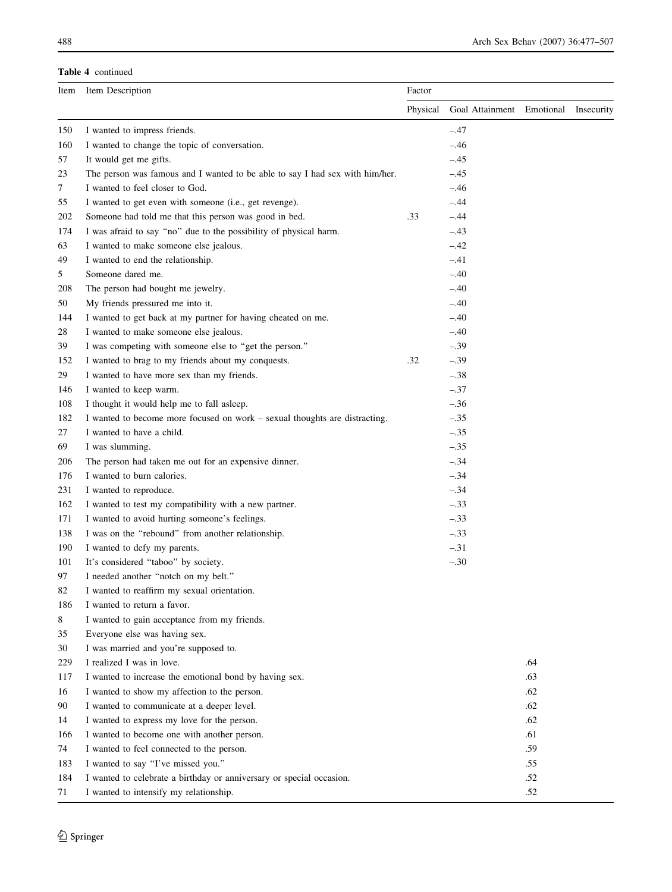**Table 4** continued

| Item | Item Description | Factor | | | |
|---|---|---|---|---|---|
| | | Physical | Goal Attainment | Emotional | Insecurity |
| 150 | I wanted to impress friends. | | –.47 | | |
| 160 | I wanted to change the topic of conversation. | | –.46 | | |
| 57 | It would get me gifts. | | –.45 | | |
| 23 | The person was famous and I wanted to be able to say I had sex with him/her. | | –.45 | | |
| 7 | I wanted to feel closer to God. | | –.46 | | |
| 55 | I wanted to get even with someone (i.e., get revenge). | | –.44 | | |
| 202 | Someone had told me that this person was good in bed. | .33 | –.44 | | |
| 174 | I was afraid to say "no" due to the possibility of physical harm. | | –.43 | | |
| 63 | I wanted to make someone else jealous. | | –.42 | | |
| 49 | I wanted to end the relationship. | | –.41 | | |
| 5 | Someone dared me. | | –.40 | | |
| 208 | The person had bought me jewelry. | | –.40 | | |
| 50 | My friends pressured me into it. | | –.40 | | |
| 144 | I wanted to get back at my partner for having cheated on me. | | –.40 | | |
| 28 | I wanted to make someone else jealous. | | –.40 | | |
| 39 | I was competing with someone else to "get the person." | | –.39 | | |
| 152 | I wanted to brag to my friends about my conquests. | .32 | –.39 | | |
| 29 | I wanted to have more sex than my friends. | | –.38 | | |
| 146 | I wanted to keep warm. | | –.37 | | |
| 108 | I thought it would help me to fall asleep. | | –.36 | | |
| 182 | I wanted to become more focused on work – sexual thoughts are distracting. | | –.35 | | |
| 27 | I wanted to have a child. | | –.35 | | |
| 69 | I was slumming. | | –.35 | | |
| 206 | The person had taken me out for an expensive dinner. | | –.34 | | |
| 176 | I wanted to burn calories. | | –.34 | | |
| 231 | I wanted to reproduce. | | –.34 | | |
| 162 | I wanted to test my compatibility with a new partner. | | –.33 | | |
| 171 | I wanted to avoid hurting someone's feelings. | | –.33 | | |
| 138 | I was on the "rebound" from another relationship. | | –.33 | | |
| 190 | I wanted to defy my parents. | | –.31 | | |
| 101 | It's considered "taboo" by society. | | –.30 | | |
| 97 | I needed another "notch on my belt." | | | | |
| 82 | I wanted to reaffirm my sexual orientation. | | | | |
| 186 | I wanted to return a favor. | | | | |
| 8 | I wanted to gain acceptance from my friends. | | | | |
| 35 | Everyone else was having sex. | | | | |
| 30 | I was married and you're supposed to. | | | | |
| 229 | I realized I was in love. | | | .64 | |
| 117 | I wanted to increase the emotional bond by having sex. | | | .63 | |
| 16 | I wanted to show my affection to the person. | | | .62 | |
| 90 | I wanted to communicate at a deeper level. | | | .62 | |
| 14 | I wanted to express my love for the person. | | | .62 | |
| 166 | I wanted to become one with another person. | | | .61 | |
| 74 | I wanted to feel connected to the person. | | | .59 | |
| 183 | I wanted to say "I've missed you." | | | .55 | |
| 184 | I wanted to celebrate a birthday or anniversary or special occasion. | | | .52 | |
| 71 | I wanted to intensify my relationship. | | | .52 | |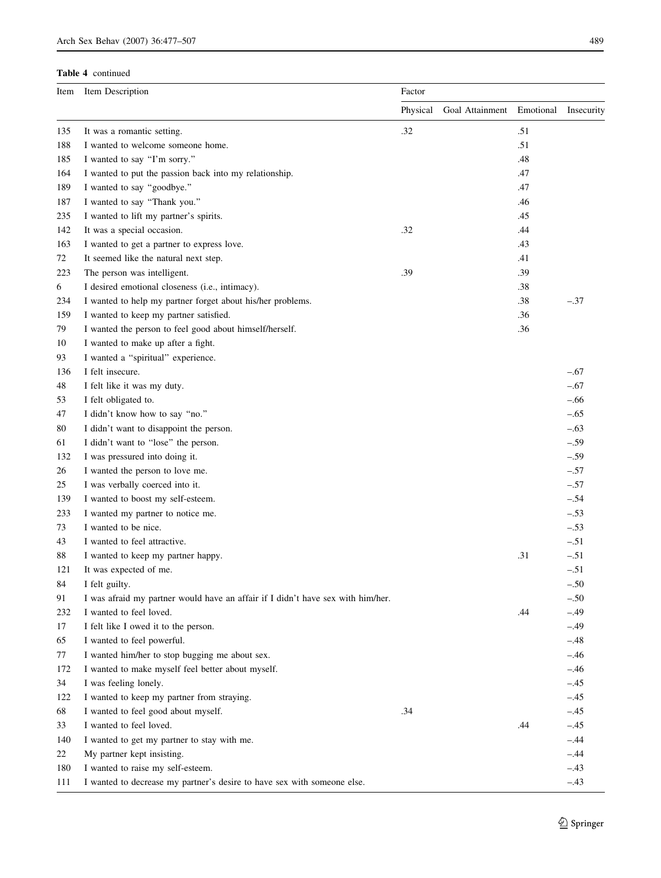**Table 4** continued

| Item | Item Description | Factor | | | |
|---|---|---|---|---|---|
| | | Physical | Goal Attainment | Emotional | Insecurity |
| 135 | It was a romantic setting. | .32 | | .51 | |
| 188 | I wanted to welcome someone home. | | | .51 | |
| 185 | I wanted to say "I'm sorry." | | | .48 | |
| 164 | I wanted to put the passion back into my relationship. | | | .47 | |
| 189 | I wanted to say "goodbye." | | | .47 | |
| 187 | I wanted to say "Thank you." | | | .46 | |
| 235 | I wanted to lift my partner's spirits. | | | .45 | |
| 142 | It was a special occasion. | .32 | | .44 | |
| 163 | I wanted to get a partner to express love. | | | .43 | |
| 72 | It seemed like the natural next step. | | | .41 | |
| 223 | The person was intelligent. | .39 | | .39 | |
| 6 | I desired emotional closeness (i.e., intimacy). | | | .38 | |
| 234 | I wanted to help my partner forget about his/her problems. | | | .38 | –.37 |
| 159 | I wanted to keep my partner satisfied. | | | .36 | |
| 79 | I wanted the person to feel good about himself/herself. | | | .36 | |
| 10 | I wanted to make up after a fight. | | | | |
| 93 | I wanted a "spiritual" experience. | | | | |
| 136 | I felt insecure. | | | | –.67 |
| 48 | I felt like it was my duty. | | | | –.67 |
| 53 | I felt obligated to. | | | | –.66 |
| 47 | I didn't know how to say "no." | | | | –.65 |
| 80 | I didn't want to disappoint the person. | | | | –.63 |
| 61 | I didn't want to "lose" the person. | | | | –.59 |
| 132 | I was pressured into doing it. | | | | –.59 |
| 26 | I wanted the person to love me. | | | | –.57 |
| 25 | I was verbally coerced into it. | | | | –.57 |
| 139 | I wanted to boost my self-esteem. | | | | –.54 |
| 233 | I wanted my partner to notice me. | | | | –.53 |
| 73 | I wanted to be nice. | | | | –.53 |
| 43 | I wanted to feel attractive. | | | | –.51 |
| 88 | I wanted to keep my partner happy. | | | .31 | –.51 |
| 121 | It was expected of me. | | | | –.51 |
| 84 | I felt guilty. | | | | –.50 |
| 91 | I was afraid my partner would have an affair if I didn't have sex with him/her. | | | | –.50 |
| 232 | I wanted to feel loved. | | | .44 | –.49 |
| 17 | I felt like I owed it to the person. | | | | –.49 |
| 65 | I wanted to feel powerful. | | | | –.48 |
| 77 | I wanted him/her to stop bugging me about sex. | | | | –.46 |
| 172 | I wanted to make myself feel better about myself. | | | | –.46 |
| 34 | I was feeling lonely. | | | | –.45 |
| 122 | I wanted to keep my partner from straying. | | | | –.45 |
| 68 | I wanted to feel good about myself. | .34 | | | –.45 |
| 33 | I wanted to feel loved. | | | .44 | –.45 |
| 140 | I wanted to get my partner to stay with me. | | | | –.44 |
| 22 | My partner kept insisting. | | | | –.44 |
| 180 | I wanted to raise my self-esteem. | | | | –.43 |
| 111 | I wanted to decrease my partner's desire to have sex with someone else. | | | | –.43 |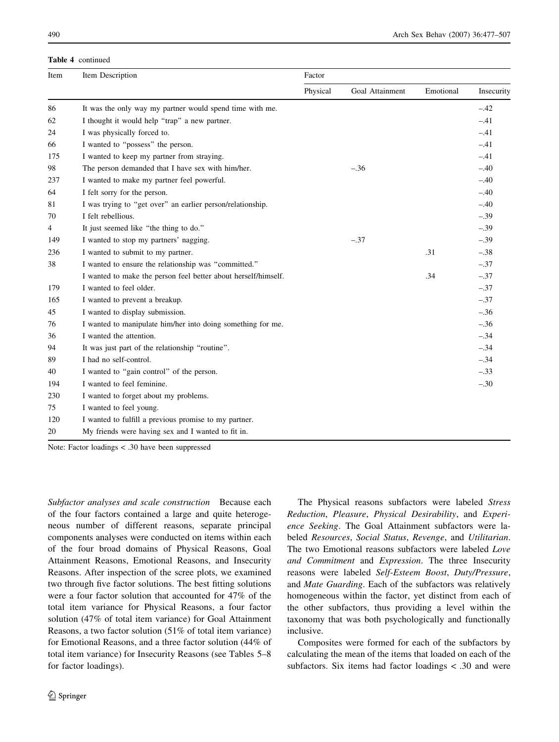**Table 4** continued

| Item | Item Description | Factor | | | |
|---|---|---|---|---|---|
| | | Physical | Goal Attainment | Emotional | Insecurity |
| 86 | It was the only way my partner would spend time with me. | | | | –.42 |
| 62 | I thought it would help "trap" a new partner. | | | | –.41 |
| 24 | I was physically forced to. | | | | –.41 |
| 66 | I wanted to "possess" the person. | | | | –.41 |
| 175 | I wanted to keep my partner from straying. | | | | –.41 |
| 98 | The person demanded that I have sex with him/her. | | –.36 | | –.40 |
| 237 | I wanted to make my partner feel powerful. | | | | –.40 |
| 64 | I felt sorry for the person. | | | | –.40 |
| 81 | I was trying to "get over" an earlier person/relationship. | | | | –.40 |
| 70 | I felt rebellious. | | | | –.39 |
| 4 | It just seemed like "the thing to do." | | | | –.39 |
| 149 | I wanted to stop my partners' nagging. | | –.37 | | –.39 |
| 236 | I wanted to submit to my partner. | | | .31 | –.38 |
| 38 | I wanted to ensure the relationship was "committed." | | | | –.37 |
| | I wanted to make the person feel better about herself/himself. | | | .34 | –.37 |
| 179 | I wanted to feel older. | | | | –.37 |
| 165 | I wanted to prevent a breakup. | | | | –.37 |
| 45 | I wanted to display submission. | | | | –.36 |
| 76 | I wanted to manipulate him/her into doing something for me. | | | | –.36 |
| 36 | I wanted the attention. | | | | –.34 |
| 94 | It was just part of the relationship "routine". | | | | –.34 |
| 89 | I had no self-control. | | | | –.34 |
| 40 | I wanted to "gain control" of the person. | | | | –.33 |
| 194 | I wanted to feel feminine. | | | | –.30 |
| 230 | I wanted to forget about my problems. | | | | |
| 75 | I wanted to feel young. | | | | |
| 120 | I wanted to fulfill a previous promise to my partner. | | | | |
| 20 | My friends were having sex and I wanted to fit in. | | | | |

Note: Factor loadings < .30 have been suppressed

*Subfactor analyses and scale construction* Because each of the four factors contained a large and quite heterogeneous number of different reasons, separate principal components analyses were conducted on items within each of the four broad domains of Physical Reasons, Goal Attainment Reasons, Emotional Reasons, and Insecurity Reasons. After inspection of the scree plots, we examined two through five factor solutions. The best fitting solutions were a four factor solution that accounted for 47% of the total item variance for Physical Reasons, a four factor solution (47% of total item variance) for Goal Attainment Reasons, a two factor solution (51% of total item variance) for Emotional Reasons, and a three factor solution (44% of total item variance) for Insecurity Reasons (see Tables 5–8 for factor loadings).

The Physical reasons subfactors were labeled *Stress Reduction*, *Pleasure*, *Physical Desirability*, and *Experience Seeking*. The Goal Attainment subfactors were labeled *Resources*, *Social Status*, *Revenge*, and *Utilitarian*. The two Emotional reasons subfactors were labeled *Love and Commitment* and *Expression*. The three Insecurity reasons were labeled *Self-Esteem Boost*, *Duty/Pressure*, and *Mate Guarding*. Each of the subfactors was relatively homogeneous within the factor, yet distinct from each of the other subfactors, thus providing a level within the taxonomy that was both psychologically and functionally inclusive.

Composites were formed for each of the subfactors by calculating the mean of the items that loaded on each of the subfactors. Six items had factor loadings < .30 and were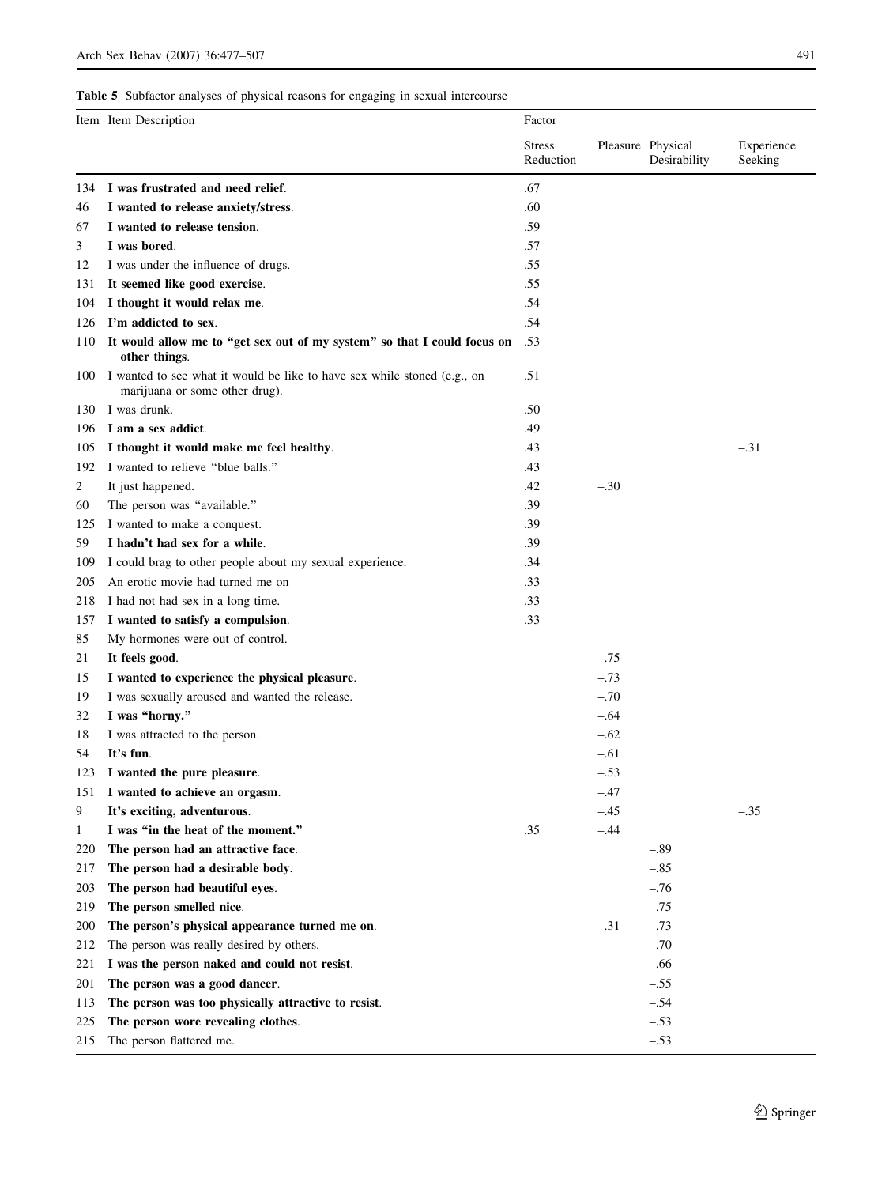**Table 5** Subfactor analyses of physical reasons for engaging in sexual intercourse

| Item | Item Description | Factor | | | |
|---|---|---|---|---|---|
| | | Stress Reduction | Pleasure | Physical Desirability | Experience Seeking |
| 134 | **I was frustrated and need relief**. | .67 | | | |
| 46 | **I wanted to release anxiety/stress**. | .60 | | | |
| 67 | **I wanted to release tension**. | .59 | | | |
| 3 | **I was bored**. | .57 | | | |
| 12 | I was under the influence of drugs. | .55 | | | |
| 131 | **It seemed like good exercise**. | .55 | | | |
| 104 | **I thought it would relax me**. | .54 | | | |
| 126 | **I'm addicted to sex**. | .54 | | | |
| 110 | **It would allow me to "get sex out of my system" so that I could focus on other things**. | .53 | | | |
| 100 | I wanted to see what it would be like to have sex while stoned (e.g., on marijuana or some other drug). | .51 | | | |
| 130 | I was drunk. | .50 | | | |
| 196 | **I am a sex addict**. | .49 | | | |
| 105 | **I thought it would make me feel healthy**. | .43 | | | –.31 |
| 192 | I wanted to relieve "blue balls." | .43 | | | |
| 2 | It just happened. | .42 | –.30 | | |
| 60 | The person was "available." | .39 | | | |
| 125 | I wanted to make a conquest. | .39 | | | |
| 59 | **I hadn't had sex for a while**. | .39 | | | |
| 109 | I could brag to other people about my sexual experience. | .34 | | | |
| 205 | An erotic movie had turned me on | .33 | | | |
| 218 | I had not had sex in a long time. | .33 | | | |
| 157 | **I wanted to satisfy a compulsion**. | .33 | | | |
| 85 | My hormones were out of control. | | | | |
| 21 | **It feels good**. | | –.75 | | |
| 15 | **I wanted to experience the physical pleasure**. | | –.73 | | |
| 19 | I was sexually aroused and wanted the release. | | –.70 | | |
| 32 | **I was "horny."** | | –.64 | | |
| 18 | I was attracted to the person. | | –.62 | | |
| 54 | **It's fun**. | | –.61 | | |
| 123 | **I wanted the pure pleasure**. | | –.53 | | |
| 151 | **I wanted to achieve an orgasm**. | | –.47 | | |
| 9 | **It's exciting, adventurous**. | | –.45 | | –.35 |
| 1 | **I was "in the heat of the moment."** | .35 | –.44 | | |
| 220 | **The person had an attractive face**. | | | –.89 | |
| 217 | **The person had a desirable body**. | | | –.85 | |
| 203 | **The person had beautiful eyes**. | | | –.76 | |
| 219 | **The person smelled nice**. | | | –.75 | |
| 200 | **The person's physical appearance turned me on**. | | –.31 | –.73 | |
| 212 | The person was really desired by others. | | | –.70 | |
| 221 | **I was the person naked and could not resist**. | | | –.66 | |
| 201 | **The person was a good dancer**. | | | –.55 | |
| 113 | **The person was too physically attractive to resist**. | | | –.54 | |
| 225 | **The person wore revealing clothes**. | | | –.53 | |
| 215 | The person flattered me. | | | –.53 | |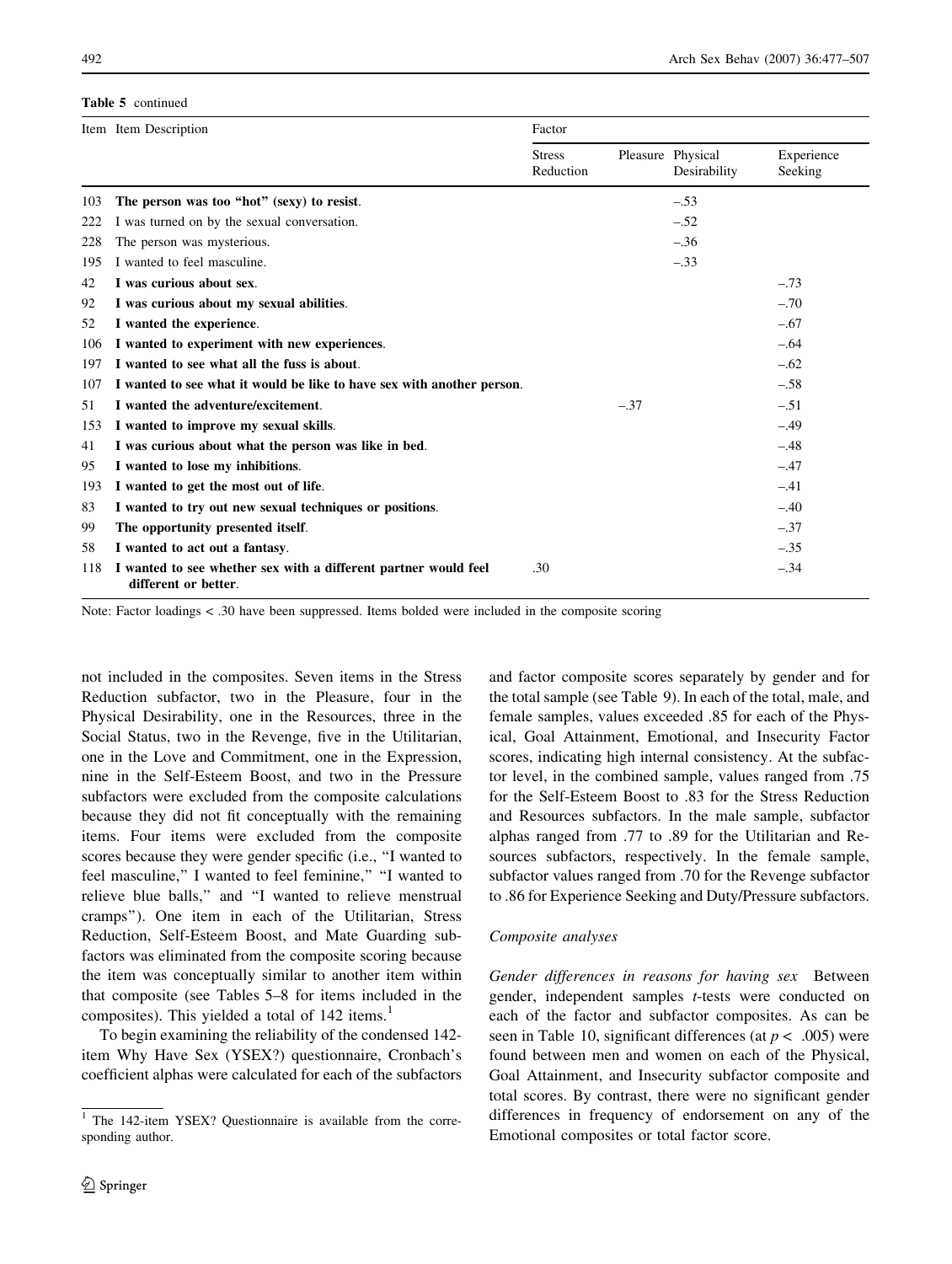**Table 5** continued

| Item | Item Description | Factor | | | |
|---|---|---|---|---|---|
| | | Stress Reduction | Pleasure | Physical Desirability | Experience Seeking |
| 103 | **The person was too "hot" (sexy) to resist.** | | | –.53 | |
| 222 | I was turned on by the sexual conversation. | | | –.52 | |
| 228 | The person was mysterious. | | | –.36 | |
| 195 | I wanted to feel masculine. | | | –.33 | |
| 42 | **I was curious about sex.** | | | | –.73 |
| 92 | **I was curious about my sexual abilities.** | | | | –.70 |
| 52 | **I wanted the experience.** | | | | –.67 |
| 106 | **I wanted to experiment with new experiences.** | | | | –.64 |
| 197 | **I wanted to see what all the fuss is about.** | | | | –.62 |
| 107 | **I wanted to see what it would be like to have sex with another person.** | | | | –.58 |
| 51 | **I wanted the adventure/excitement.** | | –.37 | | –.51 |
| 153 | **I wanted to improve my sexual skills.** | | | | –.49 |
| 41 | **I was curious about what the person was like in bed.** | | | | –.48 |
| 95 | **I wanted to lose my inhibitions.** | | | | –.47 |
| 193 | **I wanted to get the most out of life.** | | | | –.41 |
| 83 | **I wanted to try out new sexual techniques or positions.** | | | | –.40 |
| 99 | **The opportunity presented itself.** | | | | –.37 |
| 58 | **I wanted to act out a fantasy.** | | | | –.35 |
| 118 | **I wanted to see whether sex with a different partner would feel different or better.** | .30 | | | –.34 |

Note: Factor loadings < .30 have been suppressed. Items bolded were included in the composite scoring

not included in the composites. Seven items in the Stress Reduction subfactor, two in the Pleasure, four in the Physical Desirability, one in the Resources, three in the Social Status, two in the Revenge, five in the Utilitarian, one in the Love and Commitment, one in the Expression, nine in the Self-Esteem Boost, and two in the Pressure subfactors were excluded from the composite calculations because they did not fit conceptually with the remaining items. Four items were excluded from the composite scores because they were gender specific (i.e., "I wanted to feel masculine," I wanted to feel feminine," "I wanted to relieve blue balls," and "I wanted to relieve menstrual cramps"). One item in each of the Utilitarian, Stress Reduction, Self-Esteem Boost, and Mate Guarding subfactors was eliminated from the composite scoring because the item was conceptually similar to another item within that composite (see Tables 5–8 for items included in the composites). This yielded a total of 142 items.[1]

To begin examining the reliability of the condensed 142-item Why Have Sex (YSEX?) questionnaire, Cronbach's coefficient alphas were calculated for each of the subfactors and factor composite scores separately by gender and for the total sample (see Table 9). In each of the total, male, and female samples, values exceeded .85 for each of the Physical, Goal Attainment, Emotional, and Insecurity Factor scores, indicating high internal consistency. At the subfactor level, in the combined sample, values ranged from .75 for the Self-Esteem Boost to .83 for the Stress Reduction and Resources subfactors. In the male sample, subfactor alphas ranged from .77 to .89 for the Utilitarian and Resources subfactors, respectively. In the female sample, subfactor values ranged from .70 for the Revenge subfactor to .86 for Experience Seeking and Duty/Pressure subfactors.

### *Composite analyses*

*Gender differences in reasons for having sex* Between gender, independent samples *t*-tests were conducted on each of the factor and subfactor composites. As can be seen in Table 10, significant differences (at $p < .005$) were found between men and women on each of the Physical, Goal Attainment, and Insecurity subfactor composite and total scores. By contrast, there were no significant gender differences in frequency of endorsement on any of the Emotional composites or total factor score.

[1] The 142-item YSEX? Questionnaire is available from the corresponding author.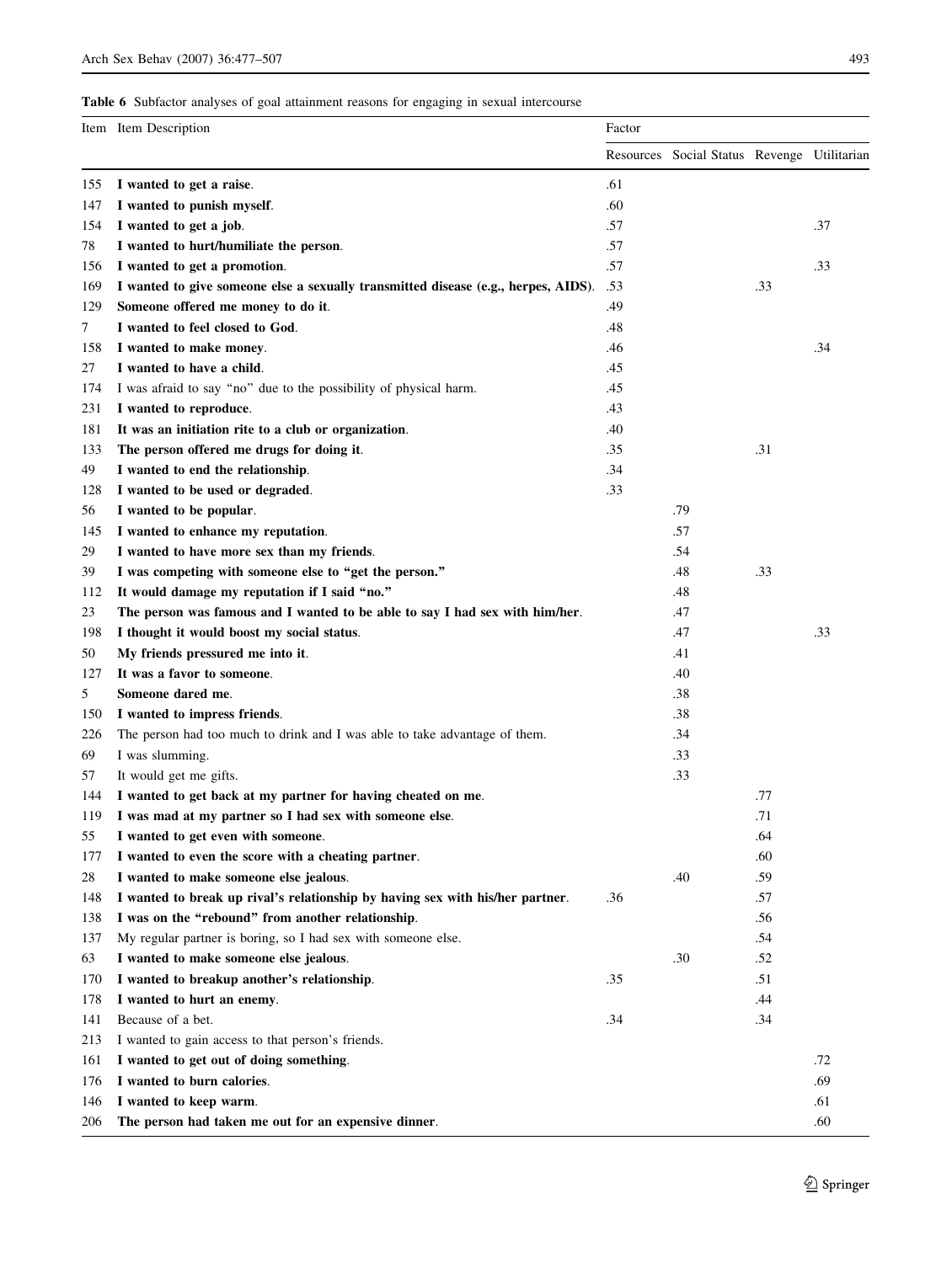**Table 6** Subfactor analyses of goal attainment reasons for engaging in sexual intercourse

| Item | Item Description | Factor | | | |
|---|---|---|---|---|---|
| | | Resources | Social Status | Revenge | Utilitarian |
| 155 | **I wanted to get a raise**. | .61 | | | |
| 147 | **I wanted to punish myself**. | .60 | | | |
| 154 | **I wanted to get a job**. | .57 | | | .37 |
| 78 | **I wanted to hurt/humiliate the person**. | .57 | | | |
| 156 | **I wanted to get a promotion**. | .57 | | | .33 |
| 169 | **I wanted to give someone else a sexually transmitted disease (e.g., herpes, AIDS)**. | .53 | | .33 | |
| 129 | **Someone offered me money to do it**. | .49 | | | |
| 7 | **I wanted to feel closed to God**. | .48 | | | |
| 158 | **I wanted to make money**. | .46 | | | .34 |
| 27 | **I wanted to have a child**. | .45 | | | |
| 174 | I was afraid to say "no" due to the possibility of physical harm. | .45 | | | |
| 231 | **I wanted to reproduce**. | .43 | | | |
| 181 | **It was an initiation rite to a club or organization**. | .40 | | | |
| 133 | **The person offered me drugs for doing it**. | .35 | | .31 | |
| 49 | **I wanted to end the relationship**. | .34 | | | |
| 128 | **I wanted to be used or degraded**. | .33 | | | |
| 56 | **I wanted to be popular**. | | .79 | | |
| 145 | **I wanted to enhance my reputation**. | | .57 | | |
| 29 | **I wanted to have more sex than my friends**. | | .54 | | |
| 39 | **I was competing with someone else to "get the person."** | | .48 | .33 | |
| 112 | **It would damage my reputation if I said "no."** | | .48 | | |
| 23 | **The person was famous and I wanted to be able to say I had sex with him/her**. | | .47 | | |
| 198 | **I thought it would boost my social status**. | | .47 | | .33 |
| 50 | **My friends pressured me into it**. | | .41 | | |
| 127 | **It was a favor to someone**. | | .40 | | |
| 5 | **Someone dared me**. | | .38 | | |
| 150 | **I wanted to impress friends**. | | .38 | | |
| 226 | The person had too much to drink and I was able to take advantage of them. | | .34 | | |
| 69 | I was slumming. | | .33 | | |
| 57 | It would get me gifts. | | .33 | | |
| 144 | **I wanted to get back at my partner for having cheated on me**. | | | .77 | |
| 119 | **I was mad at my partner so I had sex with someone else**. | | | .71 | |
| 55 | **I wanted to get even with someone**. | | | .64 | |
| 177 | **I wanted to even the score with a cheating partner**. | | | .60 | |
| 28 | **I wanted to make someone else jealous**. | | .40 | .59 | |
| 148 | **I wanted to break up rival's relationship by having sex with his/her partner**. | .36 | | .57 | |
| 138 | **I was on the "rebound" from another relationship**. | | | .56 | |
| 137 | My regular partner is boring, so I had sex with someone else. | | | .54 | |
| 63 | **I wanted to make someone else jealous**. | | .30 | .52 | |
| 170 | **I wanted to breakup another's relationship**. | .35 | | .51 | |
| 178 | **I wanted to hurt an enemy**. | | | .44 | |
| 141 | Because of a bet. | .34 | | .34 | |
| 213 | I wanted to gain access to that person's friends. | | | | |
| 161 | **I wanted to get out of doing something**. | | | | .72 |
| 176 | **I wanted to burn calories**. | | | | .69 |
| 146 | **I wanted to keep warm**. | | | | .61 |
| 206 | **The person had taken me out for an expensive dinner**. | | | | .60 |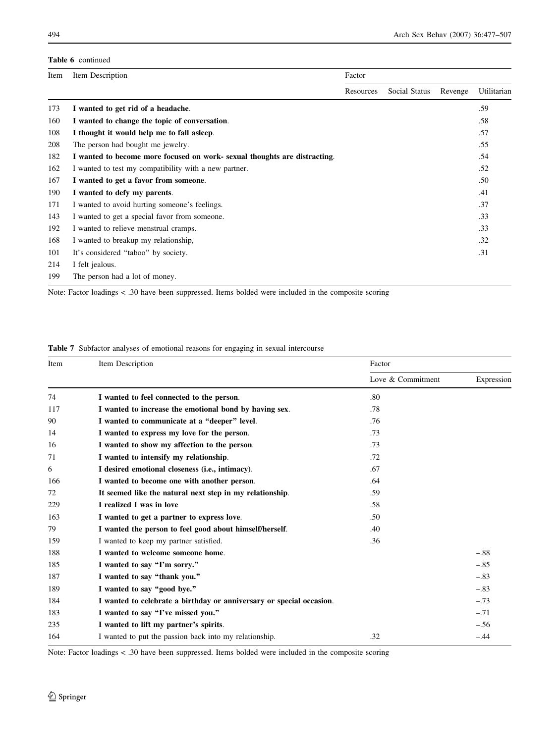**Table 6** continued

| Item | Item Description | Factor | | | |
|---|---|---|---|---|---|
| | | Resources | Social Status | Revenge | Utilitarian |
| 173 | **I wanted to get rid of a headache**. | | | | .59 |
| 160 | **I wanted to change the topic of conversation**. | | | | .58 |
| 108 | **I thought it would help me to fall asleep**. | | | | .57 |
| 208 | The person had bought me jewelry. | | | | .55 |
| 182 | **I wanted to become more focused on work- sexual thoughts are distracting**. | | | | .54 |
| 162 | I wanted to test my compatibility with a new partner. | | | | .52 |
| 167 | **I wanted to get a favor from someone**. | | | | .50 |
| 190 | **I wanted to defy my parents**. | | | | .41 |
| 171 | I wanted to avoid hurting someone's feelings. | | | | .37 |
| 143 | I wanted to get a special favor from someone. | | | | .33 |
| 192 | I wanted to relieve menstrual cramps. | | | | .33 |
| 168 | I wanted to breakup my relationship, | | | | .32 |
| 101 | It's considered "taboo" by society. | | | | .31 |
| 214 | I felt jealous. | | | | |
| 199 | The person had a lot of money. | | | | |

Note: Factor loadings < .30 have been suppressed. Items bolded were included in the composite scoring

**Table 7** Subfactor analyses of emotional reasons for engaging in sexual intercourse

| Item | Item Description | Factor | |
|---|---|---|---|
| | | Love & Commitment | Expression |
| 74 | **I wanted to feel connected to the person**. | .80 | |
| 117 | **I wanted to increase the emotional bond by having sex**. | .78 | |
| 90 | **I wanted to communicate at a "deeper" level**. | .76 | |
| 14 | **I wanted to express my love for the person**. | .73 | |
| 16 | **I wanted to show my affection to the person**. | .73 | |
| 71 | **I wanted to intensify my relationship**. | .72 | |
| 6 | **I desired emotional closeness (i.e., intimacy)**. | .67 | |
| 166 | **I wanted to become one with another person**. | .64 | |
| 72 | **It seemed like the natural next step in my relationship**. | .59 | |
| 229 | **I realized I was in love** | .58 | |
| 163 | **I wanted to get a partner to express love**. | .50 | |
| 79 | **I wanted the person to feel good about himself/herself**. | .40 | |
| 159 | I wanted to keep my partner satisfied. | .36 | |
| 188 | **I wanted to welcome someone home**. | | –.88 |
| 185 | **I wanted to say "I'm sorry."** | | –.85 |
| 187 | **I wanted to say "thank you."** | | –.83 |
| 189 | **I wanted to say "good bye."** | | –.83 |
| 184 | **I wanted to celebrate a birthday or anniversary or special occasion**. | | –.73 |
| 183 | **I wanted to say "I've missed you."** | | –.71 |
| 235 | **I wanted to lift my partner's spirits**. | | –.56 |
| 164 | I wanted to put the passion back into my relationship. | .32 | –.44 |

Note: Factor loadings < .30 have been suppressed. Items bolded were included in the composite scoring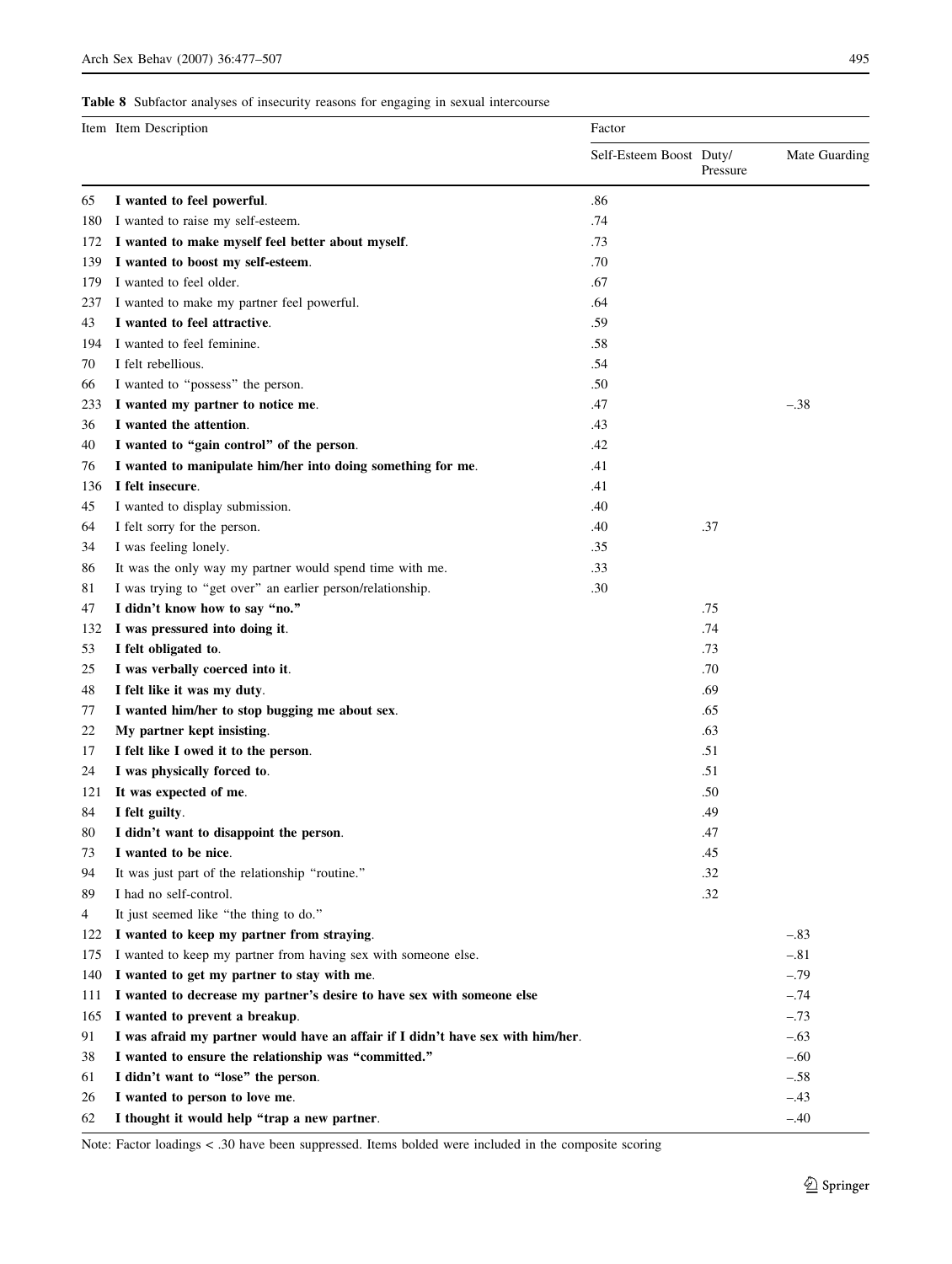**Table 8** Subfactor analyses of insecurity reasons for engaging in sexual intercourse

| Item | Item Description | Factor | | |
|---|---|---|---|---|
| | | Self-Esteem Boost | Duty/ Pressure | Mate Guarding |
| 65 | **I wanted to feel powerful**. | .86 | | |
| 180 | I wanted to raise my self-esteem. | .74 | | |
| 172 | **I wanted to make myself feel better about myself**. | .73 | | |
| 139 | **I wanted to boost my self-esteem**. | .70 | | |
| 179 | I wanted to feel older. | .67 | | |
| 237 | I wanted to make my partner feel powerful. | .64 | | |
| 43 | **I wanted to feel attractive**. | .59 | | |
| 194 | I wanted to feel feminine. | .58 | | |
| 70 | I felt rebellious. | .54 | | |
| 66 | I wanted to "possess" the person. | .50 | | |
| 233 | **I wanted my partner to notice me**. | .47 | | –.38 |
| 36 | **I wanted the attention**. | .43 | | |
| 40 | **I wanted to "gain control" of the person**. | .42 | | |
| 76 | **I wanted to manipulate him/her into doing something for me**. | .41 | | |
| 136 | **I felt insecure**. | .41 | | |
| 45 | I wanted to display submission. | .40 | | |
| 64 | I felt sorry for the person. | .40 | .37 | |
| 34 | I was feeling lonely. | .35 | | |
| 86 | It was the only way my partner would spend time with me. | .33 | | |
| 81 | I was trying to "get over" an earlier person/relationship. | .30 | | |
| 47 | **I didn't know how to say "no."** | | .75 | |
| 132 | **I was pressured into doing it**. | | .74 | |
| 53 | **I felt obligated to**. | | .73 | |
| 25 | **I was verbally coerced into it**. | | .70 | |
| 48 | **I felt like it was my duty**. | | .69 | |
| 77 | **I wanted him/her to stop bugging me about sex**. | | .65 | |
| 22 | **My partner kept insisting**. | | .63 | |
| 17 | **I felt like I owed it to the person**. | | .51 | |
| 24 | **I was physically forced to**. | | .51 | |
| 121 | **It was expected of me**. | | .50 | |
| 84 | **I felt guilty**. | | .49 | |
| 80 | **I didn't want to disappoint the person**. | | .47 | |
| 73 | **I wanted to be nice**. | | .45 | |
| 94 | It was just part of the relationship "routine." | | .32 | |
| 89 | I had no self-control. | | .32 | |
| 4 | It just seemed like "the thing to do." | | | |
| 122 | **I wanted to keep my partner from straying**. | | | –.83 |
| 175 | I wanted to keep my partner from having sex with someone else. | | | –.81 |
| 140 | **I wanted to get my partner to stay with me**. | | | –.79 |
| 111 | **I wanted to decrease my partner's desire to have sex with someone else** | | | –.74 |
| 165 | **I wanted to prevent a breakup**. | | | –.73 |
| 91 | **I was afraid my partner would have an affair if I didn't have sex with him/her**. | | | –.63 |
| 38 | **I wanted to ensure the relationship was "committed."** | | | –.60 |
| 61 | **I didn't want to "lose" the person**. | | | –.58 |
| 26 | **I wanted to person to love me**. | | | –.43 |
| 62 | **I thought it would help "trap a new partner**. | | | –.40 |

Note: Factor loadings < .30 have been suppressed. Items bolded were included in the composite scoring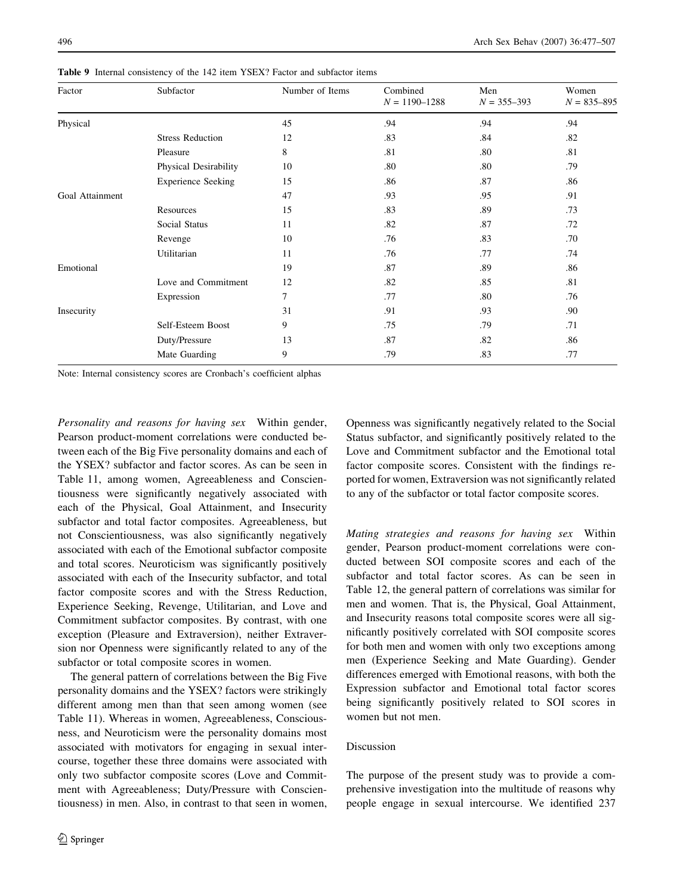**Table 9** Internal consistency of the 142 item YSEX? Factor and subfactor items

| Factor | Subfactor | Number of Items | Combined $N = 1190$–$1288$ | Men $N = 355$–$393$ | Women $N = 835$–$895$ |
|---|---|---|---|---|---|
| Physical | | 45 | .94 | .94 | .94 |
| | Stress Reduction | 12 | .83 | .84 | .82 |
| | Pleasure | 8 | .81 | .80 | .81 |
| | Physical Desirability | 10 | .80 | .80 | .79 |
| | Experience Seeking | 15 | .86 | .87 | .86 |
| Goal Attainment | | 47 | .93 | .95 | .91 |
| | Resources | 15 | .83 | .89 | .73 |
| | Social Status | 11 | .82 | .87 | .72 |
| | Revenge | 10 | .76 | .83 | .70 |
| | Utilitarian | 11 | .76 | .77 | .74 |
| Emotional | | 19 | .87 | .89 | .86 |
| | Love and Commitment | 12 | .82 | .85 | .81 |
| | Expression | 7 | .77 | .80 | .76 |
| Insecurity | | 31 | .91 | .93 | .90 |
| | Self-Esteem Boost | 9 | .75 | .79 | .71 |
| | Duty/Pressure | 13 | .87 | .82 | .86 |
| | Mate Guarding | 9 | .79 | .83 | .77 |

Note: Internal consistency scores are Cronbach's coefficient alphas

*Personality and reasons for having sex* Within gender, Pearson product-moment correlations were conducted between each of the Big Five personality domains and each of the YSEX? subfactor and factor scores. As can be seen in Table 11, among women, Agreeableness and Conscientiousness were significantly negatively associated with each of the Physical, Goal Attainment, and Insecurity subfactor and total factor composites. Agreeableness, but not Conscientiousness, was also significantly negatively associated with each of the Emotional subfactor composite and total scores. Neuroticism was significantly positively associated with each of the Insecurity subfactor, and total factor composite scores and with the Stress Reduction, Experience Seeking, Revenge, Utilitarian, and Love and Commitment subfactor composites. By contrast, with one exception (Pleasure and Extraversion), neither Extraversion nor Openness were significantly related to any of the subfactor or total composite scores in women.

The general pattern of correlations between the Big Five personality domains and the YSEX? factors were strikingly different among men than that seen among women (see Table 11). Whereas in women, Agreeableness, Consciousness, and Neuroticism were the personality domains most associated with motivators for engaging in sexual intercourse, together these three domains were associated with only two subfactor composite scores (Love and Commitment with Agreeableness; Duty/Pressure with Conscientiousness) in men. Also, in contrast to that seen in women, Openness was significantly negatively related to the Social Status subfactor, and significantly positively related to the Love and Commitment subfactor and the Emotional total factor composite scores. Consistent with the findings reported for women, Extraversion was not significantly related to any of the subfactor or total factor composite scores.

*Mating strategies and reasons for having sex* Within gender, Pearson product-moment correlations were conducted between SOI composite scores and each of the subfactor and total factor scores. As can be seen in Table 12, the general pattern of correlations was similar for men and women. That is, the Physical, Goal Attainment, and Insecurity reasons total composite scores were all significantly positively correlated with SOI composite scores for both men and women with only two exceptions among men (Experience Seeking and Mate Guarding). Gender differences emerged with Emotional reasons, with both the Expression subfactor and Emotional total factor scores being significantly positively related to SOI scores in women but not men.

## Discussion

The purpose of the present study was to provide a comprehensive investigation into the multitude of reasons why people engage in sexual intercourse. We identified 237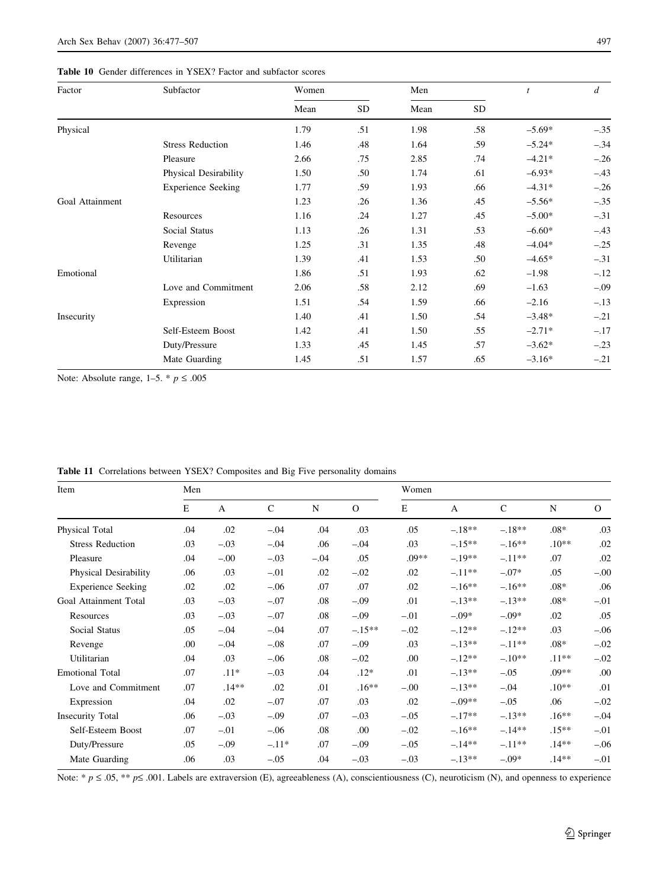**Table 10** Gender differences in YSEX? Factor and subfactor scores

| Factor | Subfactor | Women | | Men | | $t$ | $d$ |
|---|---|---|---|---|---|---|---|
| | | Mean | SD | Mean | SD | | |
| Physical | | 1.79 | .51 | 1.98 | .58 | –5.69* | –.35 |
| | Stress Reduction | 1.46 | .48 | 1.64 | .59 | –5.24* | –.34 |
| | Pleasure | 2.66 | .75 | 2.85 | .74 | –4.21* | –.26 |
| | Physical Desirability | 1.50 | .50 | 1.74 | .61 | –6.93* | –.43 |
| | Experience Seeking | 1.77 | .59 | 1.93 | .66 | –4.31* | –.26 |
| Goal Attainment | | 1.23 | .26 | 1.36 | .45 | –5.56* | –.35 |
| | Resources | 1.16 | .24 | 1.27 | .45 | –5.00* | –.31 |
| | Social Status | 1.13 | .26 | 1.31 | .53 | –6.60* | –.43 |
| | Revenge | 1.25 | .31 | 1.35 | .48 | –4.04* | –.25 |
| | Utilitarian | 1.39 | .41 | 1.53 | .50 | –4.65* | –.31 |
| Emotional | | 1.86 | .51 | 1.93 | .62 | –1.98 | –.12 |
| | Love and Commitment | 2.06 | .58 | 2.12 | .69 | –1.63 | –.09 |
| | Expression | 1.51 | .54 | 1.59 | .66 | –2.16 | –.13 |
| Insecurity | | 1.40 | .41 | 1.50 | .54 | –3.48* | –.21 |
| | Self-Esteem Boost | 1.42 | .41 | 1.50 | .55 | –2.71* | –.17 |
| | Duty/Pressure | 1.33 | .45 | 1.45 | .57 | –3.62* | –.23 |
| | Mate Guarding | 1.45 | .51 | 1.57 | .65 | –3.16* | –.21 |

Note: Absolute range, 1–5. * $p \leq .005$

**Table 11** Correlations between YSEX? Composites and Big Five personality domains

| Item | Men | | | | | Women | | | | |
|---|---|---|---|---|---|---|---|---|---|---|
| | E | A | C | N | O | E | A | C | N | O |
| Physical Total | .04 | .02 | –.04 | .04 | .03 | .05 | –.18** | –.18** | .08* | .03 |
| Stress Reduction | .03 | –.03 | –.04 | .06 | –.04 | .03 | –.15** | –.16** | .10** | .02 |
| Pleasure | .04 | –.00 | –.03 | –.04 | .05 | .09** | –.19** | –.11** | .07 | .02 |
| Physical Desirability | .06 | .03 | –.01 | .02 | –.02 | .02 | –.11** | –.07* | .05 | –.00 |
| Experience Seeking | .02 | .02 | –.06 | .07 | .07 | .02 | –.16** | –.16** | .08* | .06 |
| Goal Attainment Total | .03 | –.03 | –.07 | .08 | –.09 | .01 | –.13** | –.13** | .08* | –.01 |
| Resources | .03 | –.03 | –.07 | .08 | –.09 | –.01 | –.09* | –.09* | .02 | .05 |
| Social Status | .05 | –.04 | –.04 | .07 | –.15** | –.02 | –.12** | –.12** | .03 | –.06 |
| Revenge | .00 | –.04 | –.08 | .07 | –.09 | .03 | –.13** | –.11** | .08* | –.02 |
| Utilitarian | .04 | .03 | –.06 | .08 | –.02 | .00 | –.12** | –.10** | .11** | –.02 |
| Emotional Total | .07 | .11* | –.03 | .04 | .12* | .01 | –.13** | –.05 | .09** | .00 |
| Love and Commitment | .07 | .14** | .02 | .01 | .16** | –.00 | –.13** | –.04 | .10** | .01 |
| Expression | .04 | .02 | –.07 | .07 | .03 | .02 | –.09** | –.05 | .06 | –.02 |
| Insecurity Total | .06 | –.03 | –.09 | .07 | –.03 | –.05 | –.17** | –.13** | .16** | –.04 |
| Self-Esteem Boost | .07 | –.01 | –.06 | .08 | .00 | –.02 | –.16** | –.14** | .15** | –.01 |
| Duty/Pressure | .05 | –.09 | –.11* | .07 | –.09 | –.05 | –.14** | –.11** | .14** | –.06 |
| Mate Guarding | .06 | .03 | –.05 | .04 | –.03 | –.03 | –.13** | –.09* | .14** | –.01 |

Note: * $p \leq .05$, ** $p \leq .001$. Labels are extraversion (E), agreeableness (A), conscientiousness (C), neuroticism (N), and openness to experience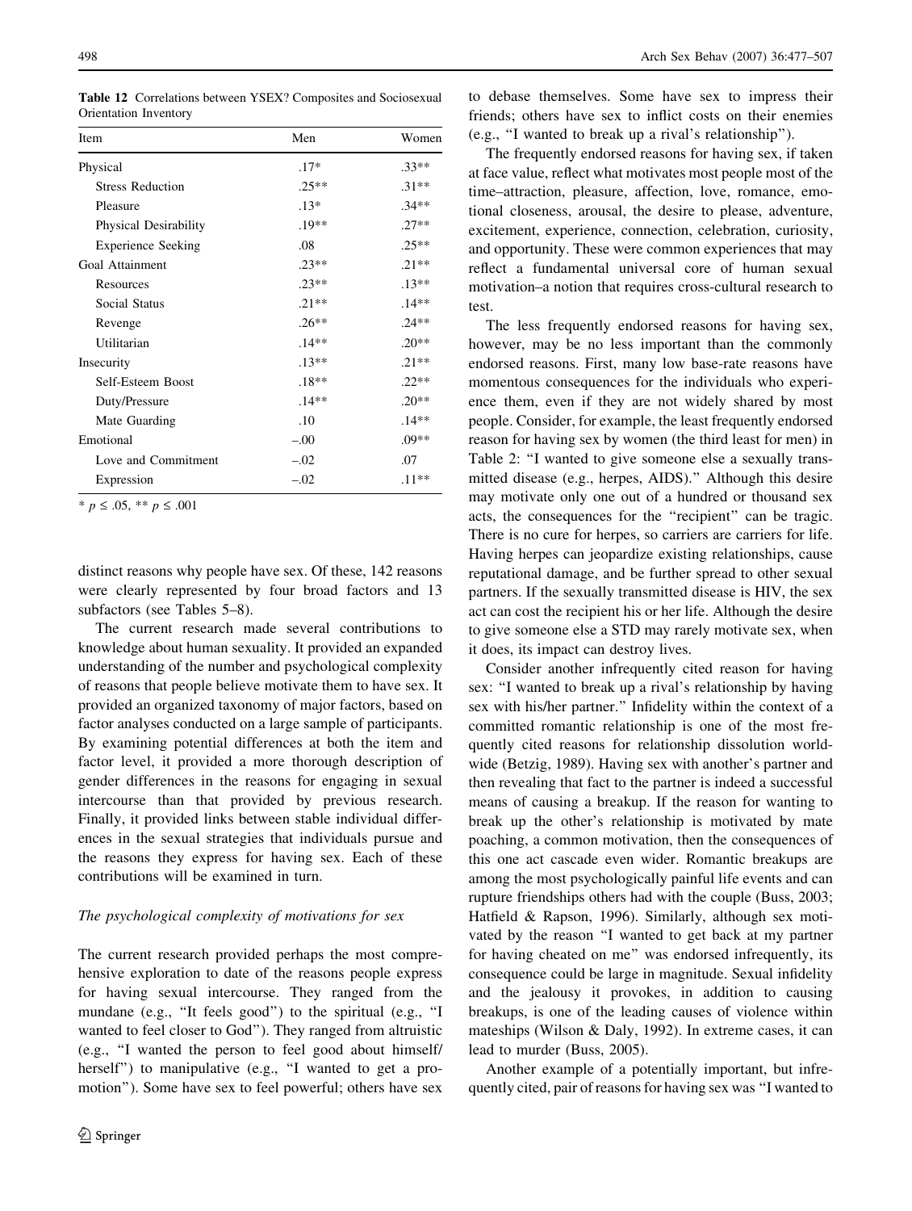**Table 12** Correlations between YSEX? Composites and Sociosexual Orientation Inventory

| Item | Men | Women |
|---|---|---|
| Physical | .17* | .33** |
| Stress Reduction | .25** | .31** |
| Pleasure | .13* | .34** |
| Physical Desirability | .19** | .27** |
| Experience Seeking | .08 | .25** |
| Goal Attainment | .23** | .21** |
| Resources | .23** | .13** |
| Social Status | .21** | .14** |
| Revenge | .26** | .24** |
| Utilitarian | .14** | .20** |
| Insecurity | .13** | .21** |
| Self-Esteem Boost | .18** | .22** |
| Duty/Pressure | .14** | .20** |
| Mate Guarding | .10 | .14** |
| Emotional | –.00 | .09** |
| Love and Commitment | –.02 | .07 |
| Expression | –.02 | .11** |

* $p \leq .05$, ** $p \leq .001$

distinct reasons why people have sex. Of these, 142 reasons were clearly represented by four broad factors and 13 subfactors (see Tables 5–8).

The current research made several contributions to knowledge about human sexuality. It provided an expanded understanding of the number and psychological complexity of reasons that people believe motivate them to have sex. It provided an organized taxonomy of major factors, based on factor analyses conducted on a large sample of participants. By examining potential differences at both the item and factor level, it provided a more thorough description of gender differences in the reasons for engaging in sexual intercourse than that provided by previous research. Finally, it provided links between stable individual differences in the sexual strategies that individuals pursue and the reasons they express for having sex. Each of these contributions will be examined in turn.

*The psychological complexity of motivations for sex*

The current research provided perhaps the most comprehensive exploration to date of the reasons people express for having sexual intercourse. They ranged from the mundane (e.g., "It feels good") to the spiritual (e.g., "I wanted to feel closer to God"). They ranged from altruistic (e.g., "I wanted the person to feel good about himself/herself") to manipulative (e.g., "I wanted to get a promotion"). Some have sex to feel powerful; others have sex to debase themselves. Some have sex to impress their friends; others have sex to inflict costs on their enemies (e.g., "I wanted to break up a rival's relationship").

The frequently endorsed reasons for having sex, if taken at face value, reflect what motivates most people most of the time–attraction, pleasure, affection, love, romance, emotional closeness, arousal, the desire to please, adventure, excitement, experience, connection, celebration, curiosity, and opportunity. These were common experiences that may reflect a fundamental universal core of human sexual motivation–a notion that requires cross-cultural research to test.

The less frequently endorsed reasons for having sex, however, may be no less important than the commonly endorsed reasons. First, many low base-rate reasons have momentous consequences for the individuals who experience them, even if they are not widely shared by most people. Consider, for example, the least frequently endorsed reason for having sex by women (the third least for men) in Table 2: "I wanted to give someone else a sexually transmitted disease (e.g., herpes, AIDS)." Although this desire may motivate only one out of a hundred or thousand sex acts, the consequences for the "recipient" can be tragic. There is no cure for herpes, so carriers are carriers for life. Having herpes can jeopardize existing relationships, cause reputational damage, and be further spread to other sexual partners. If the sexually transmitted disease is HIV, the sex act can cost the recipient his or her life. Although the desire to give someone else a STD may rarely motivate sex, when it does, its impact can destroy lives.

Consider another infrequently cited reason for having sex: "I wanted to break up a rival's relationship by having sex with his/her partner." Infidelity within the context of a committed romantic relationship is one of the most frequently cited reasons for relationship dissolution worldwide (Betzig, 1989). Having sex with another's partner and then revealing that fact to the partner is indeed a successful means of causing a breakup. If the reason for wanting to break up the other's relationship is motivated by mate poaching, a common motivation, then the consequences of this one act cascade even wider. Romantic breakups are among the most psychologically painful life events and can rupture friendships others had with the couple (Buss, 2003; Hatfield & Rapson, 1996). Similarly, although sex motivated by the reason "I wanted to get back at my partner for having cheated on me" was endorsed infrequently, its consequence could be large in magnitude. Sexual infidelity and the jealousy it provokes, in addition to causing breakups, is one of the leading causes of violence within mateships (Wilson & Daly, 1992). In extreme cases, it can lead to murder (Buss, 2005).

Another example of a potentially important, but infrequently cited, pair of reasons for having sex was "I wanted to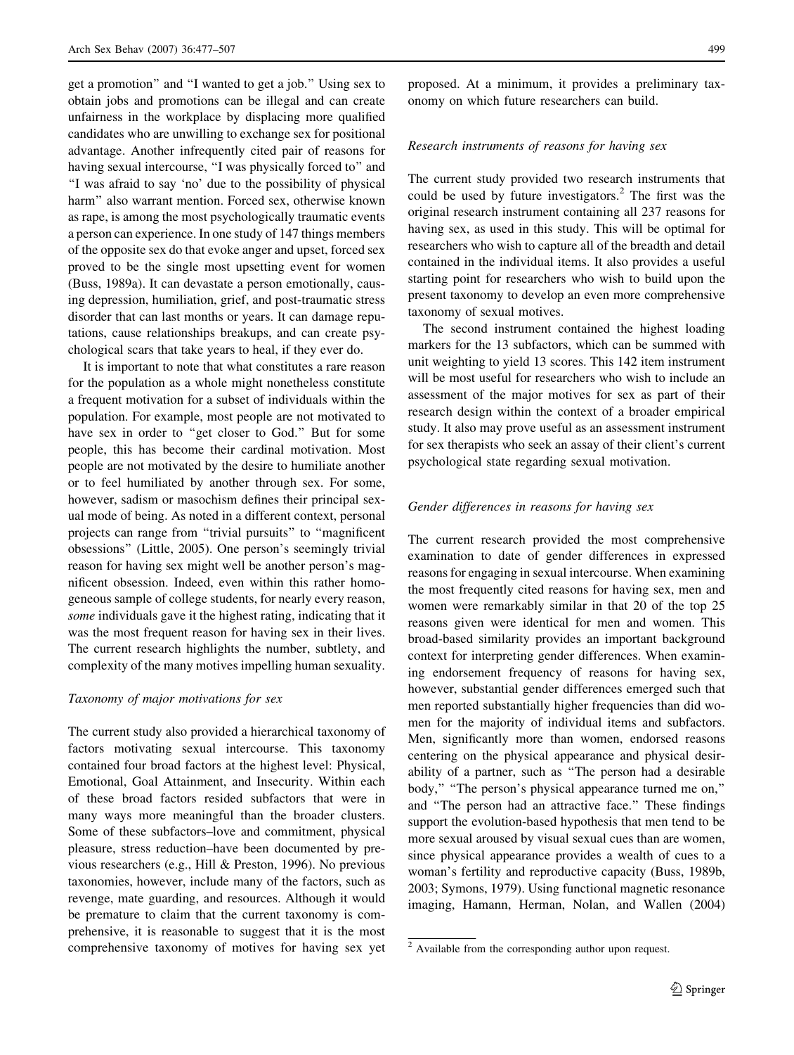get a promotion" and "I wanted to get a job." Using sex to obtain jobs and promotions can be illegal and can create unfairness in the workplace by displacing more qualified candidates who are unwilling to exchange sex for positional advantage. Another infrequently cited pair of reasons for having sexual intercourse, "I was physically forced to" and "I was afraid to say 'no' due to the possibility of physical harm" also warrant mention. Forced sex, otherwise known as rape, is among the most psychologically traumatic events a person can experience. In one study of 147 things members of the opposite sex do that evoke anger and upset, forced sex proved to be the single most upsetting event for women (Buss, 1989a). It can devastate a person emotionally, causing depression, humiliation, grief, and post-traumatic stress disorder that can last months or years. It can damage reputations, cause relationships breakups, and can create psychological scars that take years to heal, if they ever do.

It is important to note that what constitutes a rare reason for the population as a whole might nonetheless constitute a frequent motivation for a subset of individuals within the population. For example, most people are not motivated to have sex in order to "get closer to God." But for some people, this has become their cardinal motivation. Most people are not motivated by the desire to humiliate another or to feel humiliated by another through sex. For some, however, sadism or masochism defines their principal sexual mode of being. As noted in a different context, personal projects can range from "trivial pursuits" to "magnificent obsessions" (Little, 2005). One person's seemingly trivial reason for having sex might well be another person's magnificent obsession. Indeed, even within this rather homogeneous sample of college students, for nearly every reason, *some* individuals gave it the highest rating, indicating that it was the most frequent reason for having sex in their lives. The current research highlights the number, subtlety, and complexity of the many motives impelling human sexuality.

### *Taxonomy of major motivations for sex*

The current study also provided a hierarchical taxonomy of factors motivating sexual intercourse. This taxonomy contained four broad factors at the highest level: Physical, Emotional, Goal Attainment, and Insecurity. Within each of these broad factors resided subfactors that were in many ways more meaningful than the broader clusters. Some of these subfactors–love and commitment, physical pleasure, stress reduction–have been documented by previous researchers (e.g., Hill & Preston, 1996). No previous taxonomies, however, include many of the factors, such as revenge, mate guarding, and resources. Although it would be premature to claim that the current taxonomy is comprehensive, it is reasonable to suggest that it is the most comprehensive taxonomy of motives for having sex yet proposed. At a minimum, it provides a preliminary taxonomy on which future researchers can build.

### *Research instruments of reasons for having sex*

The current study provided two research instruments that could be used by future investigators.[2] The first was the original research instrument containing all 237 reasons for having sex, as used in this study. This will be optimal for researchers who wish to capture all of the breadth and detail contained in the individual items. It also provides a useful starting point for researchers who wish to build upon the present taxonomy to develop an even more comprehensive taxonomy of sexual motives.

The second instrument contained the highest loading markers for the 13 subfactors, which can be summed with unit weighting to yield 13 scores. This 142 item instrument will be most useful for researchers who wish to include an assessment of the major motives for sex as part of their research design within the context of a broader empirical study. It also may prove useful as an assessment instrument for sex therapists who seek an assay of their client's current psychological state regarding sexual motivation.

### *Gender differences in reasons for having sex*

The current research provided the most comprehensive examination to date of gender differences in expressed reasons for engaging in sexual intercourse. When examining the most frequently cited reasons for having sex, men and women were remarkably similar in that 20 of the top 25 reasons given were identical for men and women. This broad-based similarity provides an important background context for interpreting gender differences. When examining endorsement frequency of reasons for having sex, however, substantial gender differences emerged such that men reported substantially higher frequencies than did women for the majority of individual items and subfactors. Men, significantly more than women, endorsed reasons centering on the physical appearance and physical desirability of a partner, such as "The person had a desirable body," "The person's physical appearance turned me on," and "The person had an attractive face." These findings support the evolution-based hypothesis that men tend to be more sexual aroused by visual sexual cues than are women, since physical appearance provides a wealth of cues to a woman's fertility and reproductive capacity (Buss, 1989b, 2003; Symons, 1979). Using functional magnetic resonance imaging, Hamann, Herman, Nolan, and Wallen (2004)

[2] Available from the corresponding author upon request.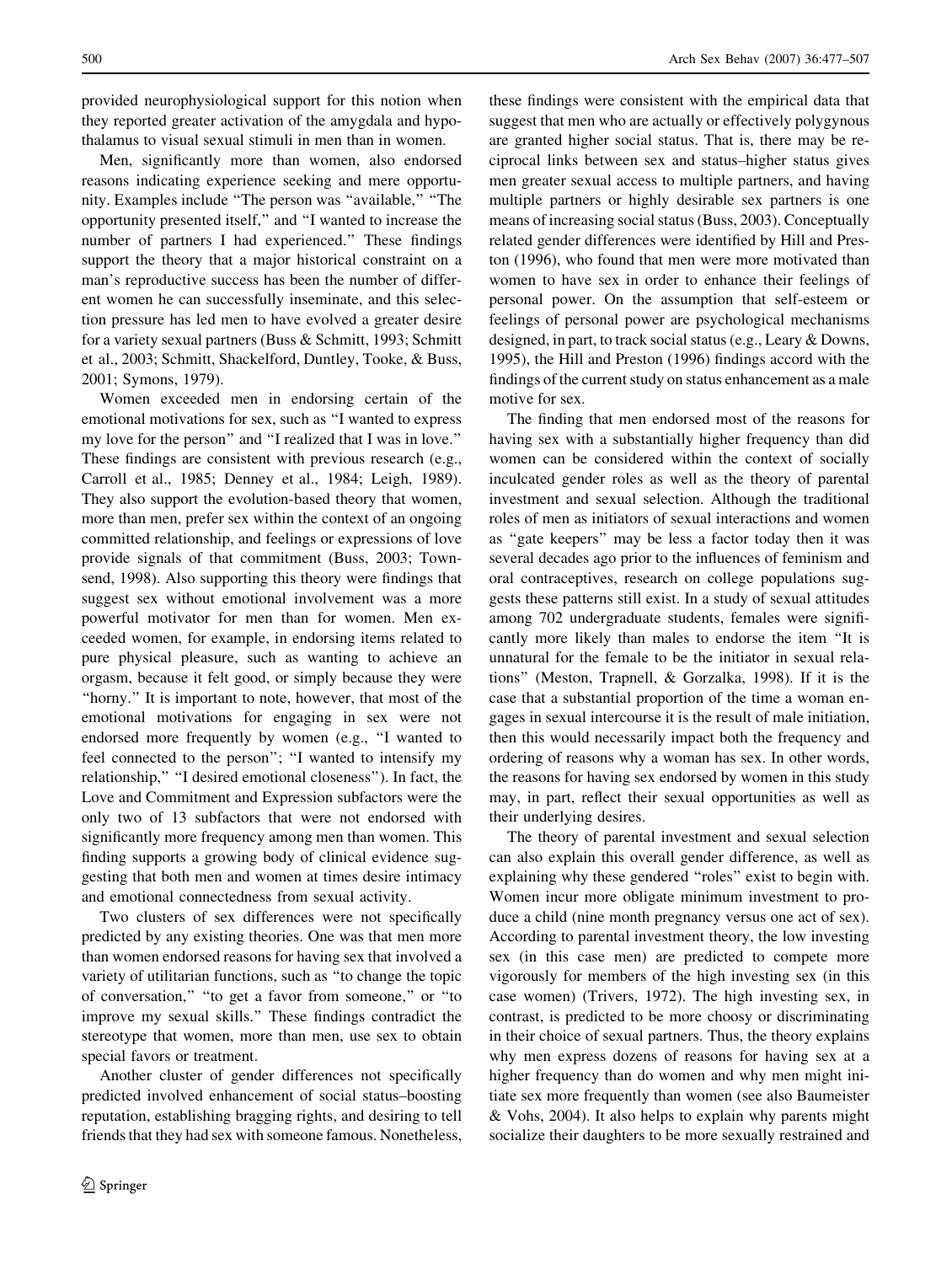provided neurophysiological support for this notion when they reported greater activation of the amygdala and hypothalamus to visual sexual stimuli in men than in women.

Men, significantly more than women, also endorsed reasons indicating experience seeking and mere opportunity. Examples include "The person was "available," "The opportunity presented itself," and "I wanted to increase the number of partners I had experienced." These findings support the theory that a major historical constraint on a man's reproductive success has been the number of different women he can successfully inseminate, and this selection pressure has led men to have evolved a greater desire for a variety sexual partners (Buss & Schmitt, 1993; Schmitt et al., 2003; Schmitt, Shackelford, Duntley, Tooke, & Buss, 2001; Symons, 1979).

Women exceeded men in endorsing certain of the emotional motivations for sex, such as "I wanted to express my love for the person" and "I realized that I was in love." These findings are consistent with previous research (e.g., Carroll et al., 1985; Denney et al., 1984; Leigh, 1989). They also support the evolution-based theory that women, more than men, prefer sex within the context of an ongoing committed relationship, and feelings or expressions of love provide signals of that commitment (Buss, 2003; Townsend, 1998). Also supporting this theory were findings that suggest sex without emotional involvement was a more powerful motivator for men than for women. Men exceeded women, for example, in endorsing items related to pure physical pleasure, such as wanting to achieve an orgasm, because it felt good, or simply because they were "horny." It is important to note, however, that most of the emotional motivations for engaging in sex were not endorsed more frequently by women (e.g., "I wanted to feel connected to the person"; "I wanted to intensify my relationship," "I desired emotional closeness"). In fact, the Love and Commitment and Expression subfactors were the only two of 13 subfactors that were not endorsed with significantly more frequency among men than women. This finding supports a growing body of clinical evidence suggesting that both men and women at times desire intimacy and emotional connectedness from sexual activity.

Two clusters of sex differences were not specifically predicted by any existing theories. One was that men more than women endorsed reasons for having sex that involved a variety of utilitarian functions, such as "to change the topic of conversation," "to get a favor from someone," or "to improve my sexual skills." These findings contradict the stereotype that women, more than men, use sex to obtain special favors or treatment.

Another cluster of gender differences not specifically predicted involved enhancement of social status–boosting reputation, establishing bragging rights, and desiring to tell friends that they had sex with someone famous. Nonetheless, these findings were consistent with the empirical data that suggest that men who are actually or effectively polygynous are granted higher social status. That is, there may be reciprocal links between sex and status–higher status gives men greater sexual access to multiple partners, and having multiple partners or highly desirable sex partners is one means of increasing social status (Buss, 2003). Conceptually related gender differences were identified by Hill and Preston (1996), who found that men were more motivated than women to have sex in order to enhance their feelings of personal power. On the assumption that self-esteem or feelings of personal power are psychological mechanisms designed, in part, to track social status (e.g., Leary & Downs, 1995), the Hill and Preston (1996) findings accord with the findings of the current study on status enhancement as a male motive for sex.

The finding that men endorsed most of the reasons for having sex with a substantially higher frequency than did women can be considered within the context of socially inculcated gender roles as well as the theory of parental investment and sexual selection. Although the traditional roles of men as initiators of sexual interactions and women as "gate keepers" may be less a factor today then it was several decades ago prior to the influences of feminism and oral contraceptives, research on college populations suggests these patterns still exist. In a study of sexual attitudes among 702 undergraduate students, females were significantly more likely than males to endorse the item "It is unnatural for the female to be the initiator in sexual relations" (Meston, Trapnell, & Gorzalka, 1998). If it is the case that a substantial proportion of the time a woman engages in sexual intercourse it is the result of male initiation, then this would necessarily impact both the frequency and ordering of reasons why a woman has sex. In other words, the reasons for having sex endorsed by women in this study may, in part, reflect their sexual opportunities as well as their underlying desires.

The theory of parental investment and sexual selection can also explain this overall gender difference, as well as explaining why these gendered "roles" exist to begin with. Women incur more obligate minimum investment to produce a child (nine month pregnancy versus one act of sex). According to parental investment theory, the low investing sex (in this case men) are predicted to compete more vigorously for members of the high investing sex (in this case women) (Trivers, 1972). The high investing sex, in contrast, is predicted to be more choosy or discriminating in their choice of sexual partners. Thus, the theory explains why men express dozens of reasons for having sex at a higher frequency than do women and why men might initiate sex more frequently than women (see also Baumeister & Vohs, 2004). It also helps to explain why parents might socialize their daughters to be more sexually restrained and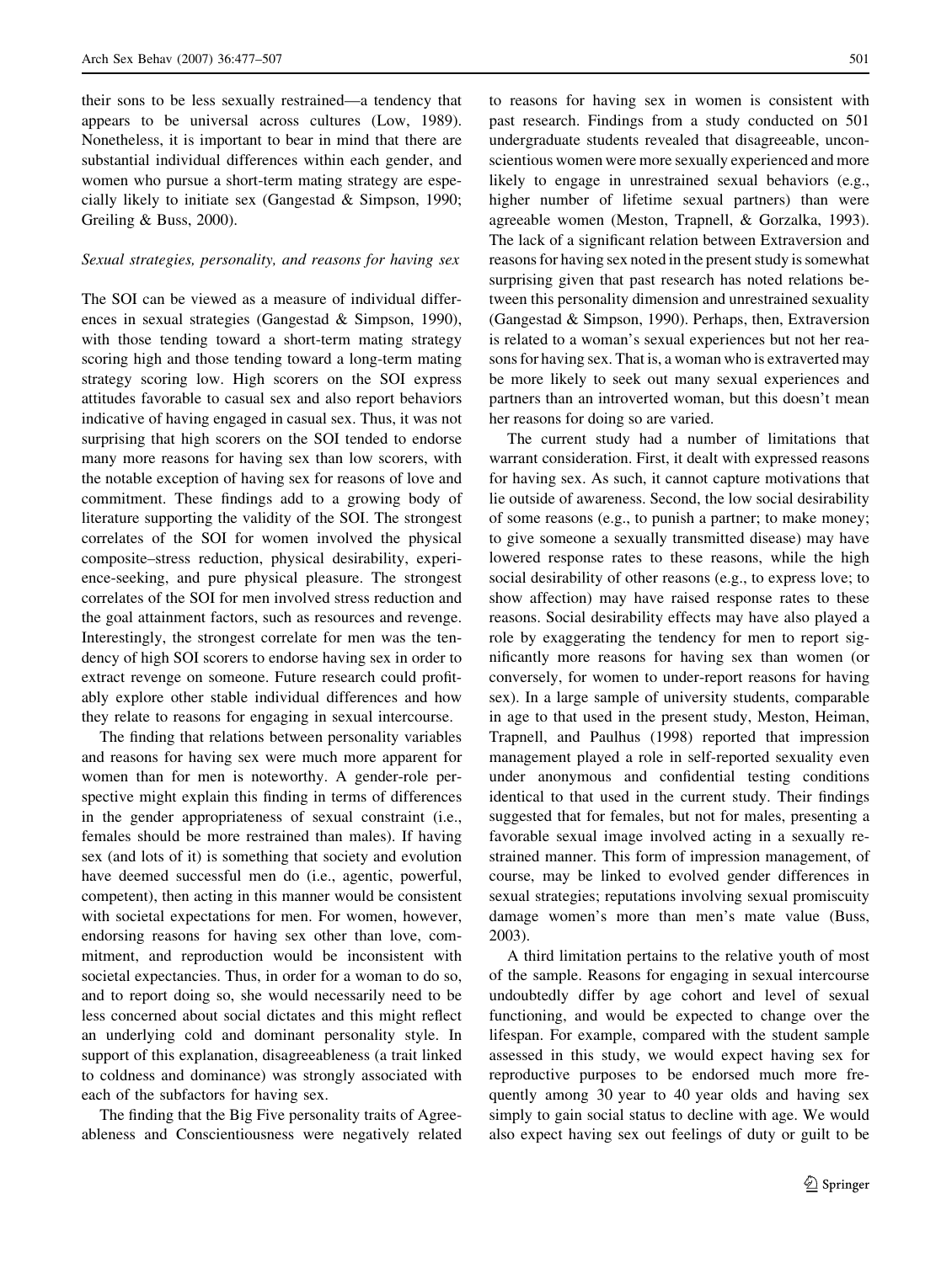their sons to be less sexually restrained—a tendency that appears to be universal across cultures (Low, 1989). Nonetheless, it is important to bear in mind that there are substantial individual differences within each gender, and women who pursue a short-term mating strategy are especially likely to initiate sex (Gangestad & Simpson, 1990; Greiling & Buss, 2000).

*Sexual strategies, personality, and reasons for having sex*

The SOI can be viewed as a measure of individual differences in sexual strategies (Gangestad & Simpson, 1990), with those tending toward a short-term mating strategy scoring high and those tending toward a long-term mating strategy scoring low. High scorers on the SOI express attitudes favorable to casual sex and also report behaviors indicative of having engaged in casual sex. Thus, it was not surprising that high scorers on the SOI tended to endorse many more reasons for having sex than low scorers, with the notable exception of having sex for reasons of love and commitment. These findings add to a growing body of literature supporting the validity of the SOI. The strongest correlates of the SOI for women involved the physical composite–stress reduction, physical desirability, experience-seeking, and pure physical pleasure. The strongest correlates of the SOI for men involved stress reduction and the goal attainment factors, such as resources and revenge. Interestingly, the strongest correlate for men was the tendency of high SOI scorers to endorse having sex in order to extract revenge on someone. Future research could profitably explore other stable individual differences and how they relate to reasons for engaging in sexual intercourse.

The finding that relations between personality variables and reasons for having sex were much more apparent for women than for men is noteworthy. A gender-role perspective might explain this finding in terms of differences in the gender appropriateness of sexual constraint (i.e., females should be more restrained than males). If having sex (and lots of it) is something that society and evolution have deemed successful men do (i.e., agentic, powerful, competent), then acting in this manner would be consistent with societal expectations for men. For women, however, endorsing reasons for having sex other than love, commitment, and reproduction would be inconsistent with societal expectancies. Thus, in order for a woman to do so, and to report doing so, she would necessarily need to be less concerned about social dictates and this might reflect an underlying cold and dominant personality style. In support of this explanation, disagreeableness (a trait linked to coldness and dominance) was strongly associated with each of the subfactors for having sex.

The finding that the Big Five personality traits of Agreeableness and Conscientiousness were negatively related to reasons for having sex in women is consistent with past research. Findings from a study conducted on 501 undergraduate students revealed that disagreeable, unconscientious women were more sexually experienced and more likely to engage in unrestrained sexual behaviors (e.g., higher number of lifetime sexual partners) than were agreeable women (Meston, Trapnell, & Gorzalka, 1993). The lack of a significant relation between Extraversion and reasons for having sex noted in the present study is somewhat surprising given that past research has noted relations between this personality dimension and unrestrained sexuality (Gangestad & Simpson, 1990). Perhaps, then, Extraversion is related to a woman's sexual experiences but not her reasons for having sex. That is, a woman who is extraverted may be more likely to seek out many sexual experiences and partners than an introverted woman, but this doesn't mean her reasons for doing so are varied.

The current study had a number of limitations that warrant consideration. First, it dealt with expressed reasons for having sex. As such, it cannot capture motivations that lie outside of awareness. Second, the low social desirability of some reasons (e.g., to punish a partner; to make money; to give someone a sexually transmitted disease) may have lowered response rates to these reasons, while the high social desirability of other reasons (e.g., to express love; to show affection) may have raised response rates to these reasons. Social desirability effects may have also played a role by exaggerating the tendency for men to report significantly more reasons for having sex than women (or conversely, for women to under-report reasons for having sex). In a large sample of university students, comparable in age to that used in the present study, Meston, Heiman, Trapnell, and Paulhus (1998) reported that impression management played a role in self-reported sexuality even under anonymous and confidential testing conditions identical to that used in the current study. Their findings suggested that for females, but not for males, presenting a favorable sexual image involved acting in a sexually restrained manner. This form of impression management, of course, may be linked to evolved gender differences in sexual strategies; reputations involving sexual promiscuity damage women's more than men's mate value (Buss, 2003).

A third limitation pertains to the relative youth of most of the sample. Reasons for engaging in sexual intercourse undoubtedly differ by age cohort and level of sexual functioning, and would be expected to change over the lifespan. For example, compared with the student sample assessed in this study, we would expect having sex for reproductive purposes to be endorsed much more frequently among 30 year to 40 year olds and having sex simply to gain social status to decline with age. We would also expect having sex out feelings of duty or guilt to be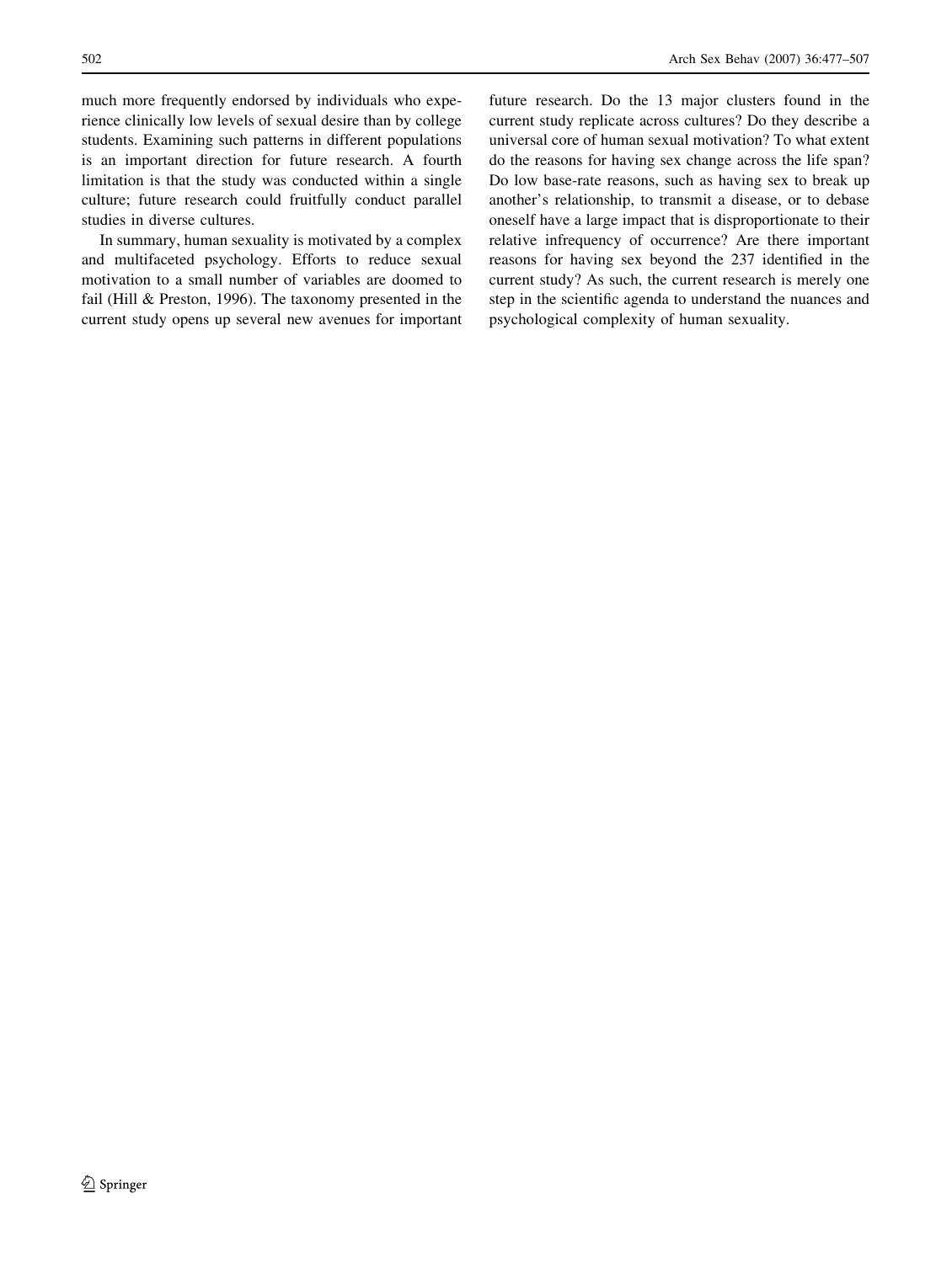much more frequently endorsed by individuals who experience clinically low levels of sexual desire than by college students. Examining such patterns in different populations is an important direction for future research. A fourth limitation is that the study was conducted within a single culture; future research could fruitfully conduct parallel studies in diverse cultures.

In summary, human sexuality is motivated by a complex and multifaceted psychology. Efforts to reduce sexual motivation to a small number of variables are doomed to fail (Hill & Preston, 1996). The taxonomy presented in the current study opens up several new avenues for important future research. Do the 13 major clusters found in the current study replicate across cultures? Do they describe a universal core of human sexual motivation? To what extent do the reasons for having sex change across the life span? Do low base-rate reasons, such as having sex to break up another's relationship, to transmit a disease, or to debase oneself have a large impact that is disproportionate to their relative infrequency of occurrence? Are there important reasons for having sex beyond the 237 identified in the current study? As such, the current research is merely one step in the scientific agenda to understand the nuances and psychological complexity of human sexuality.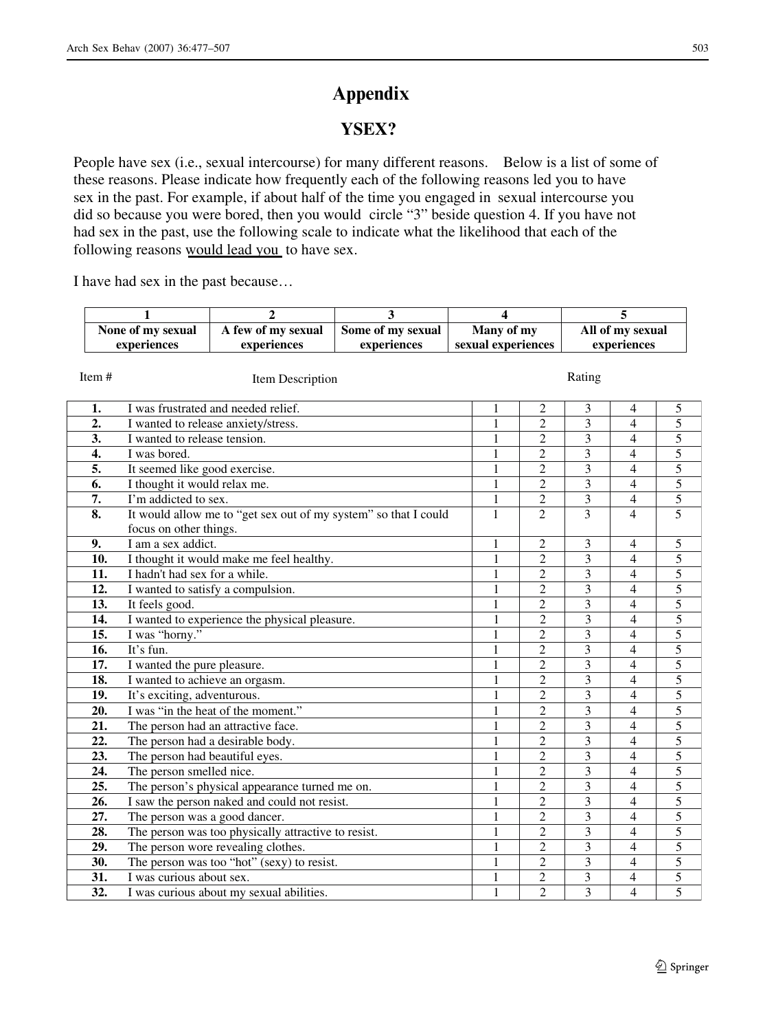# Appendix

## YSEX?

People have sex (i.e., sexual intercourse) for many different reasons. Below is a list of some of these reasons. Please indicate how frequently each of the following reasons led you to have sex in the past. For example, if about half of the time you engaged in sexual intercourse you did so because you were bored, then you would circle "3" beside question 4. If you have not had sex in the past, use the following scale to indicate what the likelihood that each of the following reasons would lead you to have sex.

I have had sex in the past because…

| 1 | 2 | 3 | 4 | 5 |
|---|---|---|---|---|
| None of my sexual experiences | A few of my sexual experiences | Some of my sexual experiences | Many of my sexual experiences | All of my sexual experiences |

| Item # | Item Description | Rating | | | | |
|---|---|---|---|---|---|---|
| **1.** | I was frustrated and needed relief. | 1 | 2 | 3 | 4 | 5 |
| **2.** | I wanted to release anxiety/stress. | 1 | 2 | 3 | 4 | 5 |
| **3.** | I wanted to release tension. | 1 | 2 | 3 | 4 | 5 |
| **4.** | I was bored. | 1 | 2 | 3 | 4 | 5 |
| **5.** | It seemed like good exercise. | 1 | 2 | 3 | 4 | 5 |
| **6.** | I thought it would relax me. | 1 | 2 | 3 | 4 | 5 |
| **7.** | I'm addicted to sex. | 1 | 2 | 3 | 4 | 5 |
| **8.** | It would allow me to "get sex out of my system" so that I could focus on other things. | 1 | 2 | 3 | 4 | 5 |
| **9.** | I am a sex addict. | 1 | 2 | 3 | 4 | 5 |
| **10.** | I thought it would make me feel healthy. | 1 | 2 | 3 | 4 | 5 |
| **11.** | I hadn't had sex for a while. | 1 | 2 | 3 | 4 | 5 |
| **12.** | I wanted to satisfy a compulsion. | 1 | 2 | 3 | 4 | 5 |
| **13.** | It feels good. | 1 | 2 | 3 | 4 | 5 |
| **14.** | I wanted to experience the physical pleasure. | 1 | 2 | 3 | 4 | 5 |
| **15.** | I was "horny." | 1 | 2 | 3 | 4 | 5 |
| **16.** | It's fun. | 1 | 2 | 3 | 4 | 5 |
| **17.** | I wanted the pure pleasure. | 1 | 2 | 3 | 4 | 5 |
| **18.** | I wanted to achieve an orgasm. | 1 | 2 | 3 | 4 | 5 |
| **19.** | It's exciting, adventurous. | 1 | 2 | 3 | 4 | 5 |
| **20.** | I was "in the heat of the moment." | 1 | 2 | 3 | 4 | 5 |
| **21.** | The person had an attractive face. | 1 | 2 | 3 | 4 | 5 |
| **22.** | The person had a desirable body. | 1 | 2 | 3 | 4 | 5 |
| **23.** | The person had beautiful eyes. | 1 | 2 | 3 | 4 | 5 |
| **24.** | The person smelled nice. | 1 | 2 | 3 | 4 | 5 |
| **25.** | The person's physical appearance turned me on. | 1 | 2 | 3 | 4 | 5 |
| **26.** | I saw the person naked and could not resist. | 1 | 2 | 3 | 4 | 5 |
| **27.** | The person was a good dancer. | 1 | 2 | 3 | 4 | 5 |
| **28.** | The person was too physically attractive to resist. | 1 | 2 | 3 | 4 | 5 |
| **29.** | The person wore revealing clothes. | 1 | 2 | 3 | 4 | 5 |
| **30.** | The person was too "hot" (sexy) to resist. | 1 | 2 | 3 | 4 | 5 |
| **31.** | I was curious about sex. | 1 | 2 | 3 | 4 | 5 |
| **32.** | I was curious about my sexual abilities. | 1 | 2 | 3 | 4 | 5 |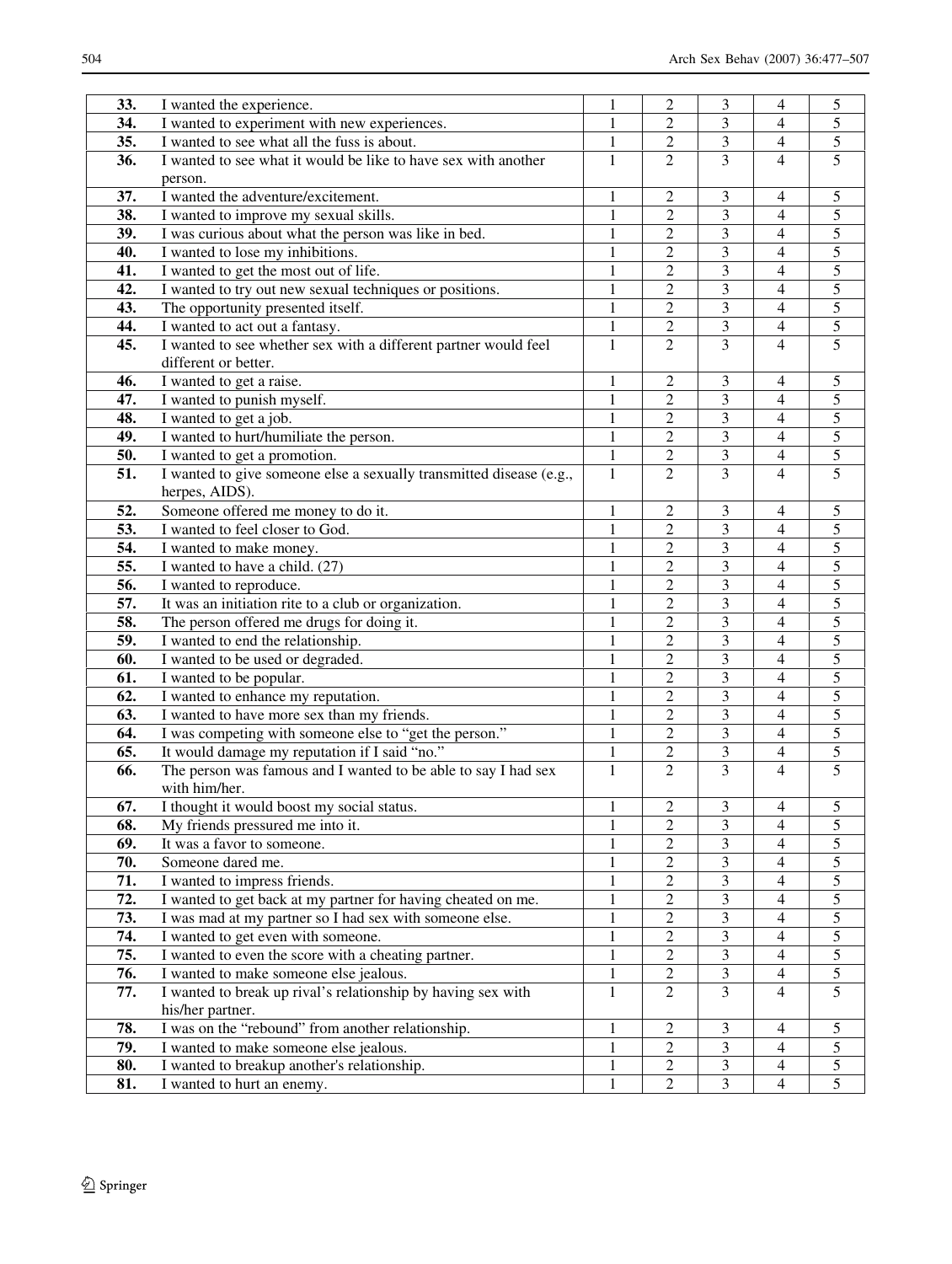| | | | | | | |
|---|---|---|---|---|---|---|
| **33.** | I wanted the experience. | 1 | 2 | 3 | 4 | 5 |
| **34.** | I wanted to experiment with new experiences. | 1 | 2 | 3 | 4 | 5 |
| **35.** | I wanted to see what all the fuss is about. | 1 | 2 | 3 | 4 | 5 |
| **36.** | I wanted to see what it would be like to have sex with another person. | 1 | 2 | 3 | 4 | 5 |
| **37.** | I wanted the adventure/excitement. | 1 | 2 | 3 | 4 | 5 |
| **38.** | I wanted to improve my sexual skills. | 1 | 2 | 3 | 4 | 5 |
| **39.** | I was curious about what the person was like in bed. | 1 | 2 | 3 | 4 | 5 |
| **40.** | I wanted to lose my inhibitions. | 1 | 2 | 3 | 4 | 5 |
| **41.** | I wanted to get the most out of life. | 1 | 2 | 3 | 4 | 5 |
| **42.** | I wanted to try out new sexual techniques or positions. | 1 | 2 | 3 | 4 | 5 |
| **43.** | The opportunity presented itself. | 1 | 2 | 3 | 4 | 5 |
| **44.** | I wanted to act out a fantasy. | 1 | 2 | 3 | 4 | 5 |
| **45.** | I wanted to see whether sex with a different partner would feel different or better. | 1 | 2 | 3 | 4 | 5 |
| **46.** | I wanted to get a raise. | 1 | 2 | 3 | 4 | 5 |
| **47.** | I wanted to punish myself. | 1 | 2 | 3 | 4 | 5 |
| **48.** | I wanted to get a job. | 1 | 2 | 3 | 4 | 5 |
| **49.** | I wanted to hurt/humiliate the person. | 1 | 2 | 3 | 4 | 5 |
| **50.** | I wanted to get a promotion. | 1 | 2 | 3 | 4 | 5 |
| **51.** | I wanted to give someone else a sexually transmitted disease (e.g., herpes, AIDS). | 1 | 2 | 3 | 4 | 5 |
| **52.** | Someone offered me money to do it. | 1 | 2 | 3 | 4 | 5 |
| **53.** | I wanted to feel closer to God. | 1 | 2 | 3 | 4 | 5 |
| **54.** | I wanted to make money. | 1 | 2 | 3 | 4 | 5 |
| **55.** | I wanted to have a child. (27) | 1 | 2 | 3 | 4 | 5 |
| **56.** | I wanted to reproduce. | 1 | 2 | 3 | 4 | 5 |
| **57.** | It was an initiation rite to a club or organization. | 1 | 2 | 3 | 4 | 5 |
| **58.** | The person offered me drugs for doing it. | 1 | 2 | 3 | 4 | 5 |
| **59.** | I wanted to end the relationship. | 1 | 2 | 3 | 4 | 5 |
| **60.** | I wanted to be used or degraded. | 1 | 2 | 3 | 4 | 5 |
| **61.** | I wanted to be popular. | 1 | 2 | 3 | 4 | 5 |
| **62.** | I wanted to enhance my reputation. | 1 | 2 | 3 | 4 | 5 |
| **63.** | I wanted to have more sex than my friends. | 1 | 2 | 3 | 4 | 5 |
| **64.** | I was competing with someone else to "get the person." | 1 | 2 | 3 | 4 | 5 |
| **65.** | It would damage my reputation if I said "no." | 1 | 2 | 3 | 4 | 5 |
| **66.** | The person was famous and I wanted to be able to say I had sex with him/her. | 1 | 2 | 3 | 4 | 5 |
| **67.** | I thought it would boost my social status. | 1 | 2 | 3 | 4 | 5 |
| **68.** | My friends pressured me into it. | 1 | 2 | 3 | 4 | 5 |
| **69.** | It was a favor to someone. | 1 | 2 | 3 | 4 | 5 |
| **70.** | Someone dared me. | 1 | 2 | 3 | 4 | 5 |
| **71.** | I wanted to impress friends. | 1 | 2 | 3 | 4 | 5 |
| **72.** | I wanted to get back at my partner for having cheated on me. | 1 | 2 | 3 | 4 | 5 |
| **73.** | I was mad at my partner so I had sex with someone else. | 1 | 2 | 3 | 4 | 5 |
| **74.** | I wanted to get even with someone. | 1 | 2 | 3 | 4 | 5 |
| **75.** | I wanted to even the score with a cheating partner. | 1 | 2 | 3 | 4 | 5 |
| **76.** | I wanted to make someone else jealous. | 1 | 2 | 3 | 4 | 5 |
| **77.** | I wanted to break up rival's relationship by having sex with his/her partner. | 1 | 2 | 3 | 4 | 5 |
| **78.** | I was on the "rebound" from another relationship. | 1 | 2 | 3 | 4 | 5 |
| **79.** | I wanted to make someone else jealous. | 1 | 2 | 3 | 4 | 5 |
| **80.** | I wanted to breakup another's relationship. | 1 | 2 | 3 | 4 | 5 |
| **81.** | I wanted to hurt an enemy. | 1 | 2 | 3 | 4 | 5 |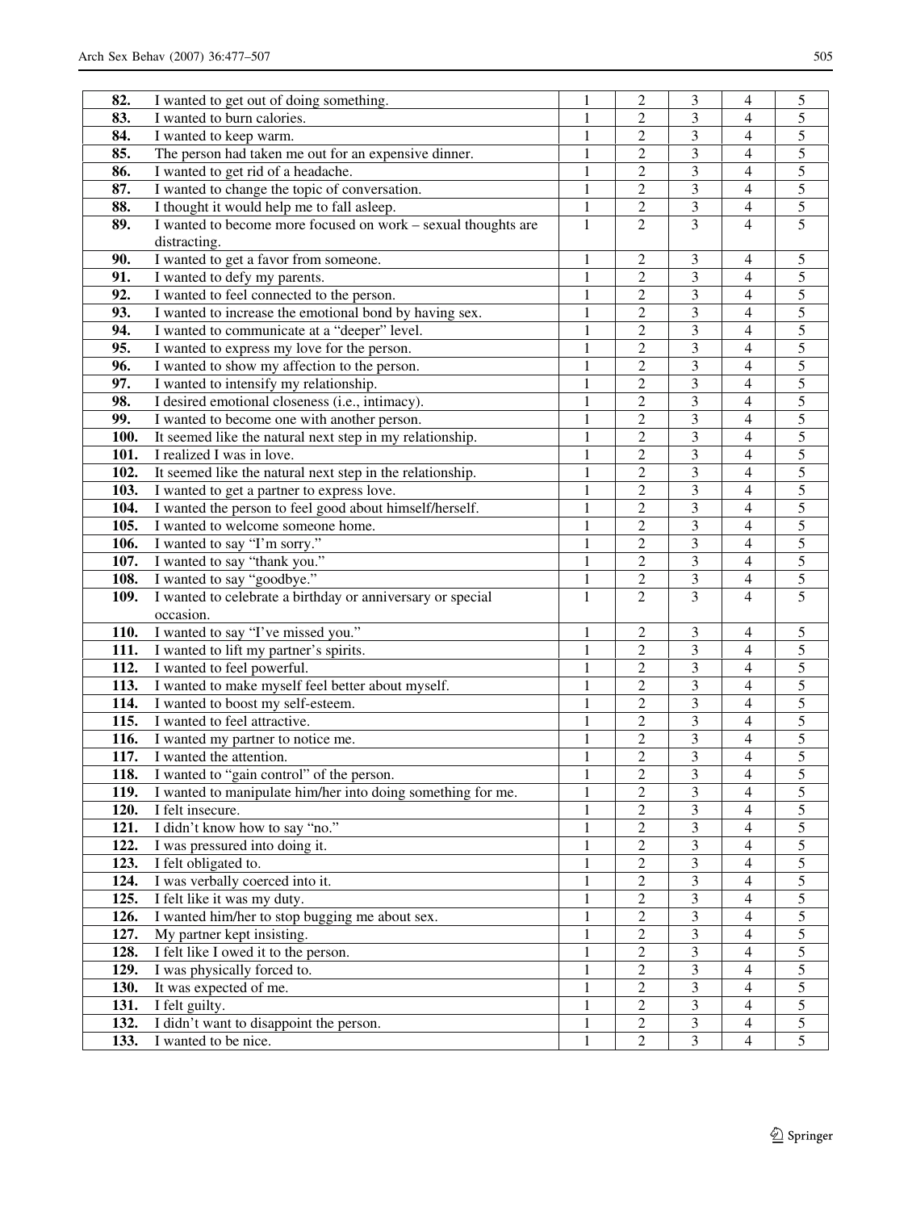| | | | | | | |
|---|---|---|---|---|---|---|
| **82.** | I wanted to get out of doing something. | 1 | 2 | 3 | 4 | 5 |
| **83.** | I wanted to burn calories. | 1 | 2 | 3 | 4 | 5 |
| **84.** | I wanted to keep warm. | 1 | 2 | 3 | 4 | 5 |
| **85.** | The person had taken me out for an expensive dinner. | 1 | 2 | 3 | 4 | 5 |
| **86.** | I wanted to get rid of a headache. | 1 | 2 | 3 | 4 | 5 |
| **87.** | I wanted to change the topic of conversation. | 1 | 2 | 3 | 4 | 5 |
| **88.** | I thought it would help me to fall asleep. | 1 | 2 | 3 | 4 | 5 |
| **89.** | I wanted to become more focused on work – sexual thoughts are distracting. | 1 | 2 | 3 | 4 | 5 |
| **90.** | I wanted to get a favor from someone. | 1 | 2 | 3 | 4 | 5 |
| **91.** | I wanted to defy my parents. | 1 | 2 | 3 | 4 | 5 |
| **92.** | I wanted to feel connected to the person. | 1 | 2 | 3 | 4 | 5 |
| **93.** | I wanted to increase the emotional bond by having sex. | 1 | 2 | 3 | 4 | 5 |
| **94.** | I wanted to communicate at a "deeper" level. | 1 | 2 | 3 | 4 | 5 |
| **95.** | I wanted to express my love for the person. | 1 | 2 | 3 | 4 | 5 |
| **96.** | I wanted to show my affection to the person. | 1 | 2 | 3 | 4 | 5 |
| **97.** | I wanted to intensify my relationship. | 1 | 2 | 3 | 4 | 5 |
| **98.** | I desired emotional closeness (i.e., intimacy). | 1 | 2 | 3 | 4 | 5 |
| **99.** | I wanted to become one with another person. | 1 | 2 | 3 | 4 | 5 |
| **100.** | It seemed like the natural next step in my relationship. | 1 | 2 | 3 | 4 | 5 |
| **101.** | I realized I was in love. | 1 | 2 | 3 | 4 | 5 |
| **102.** | It seemed like the natural next step in the relationship. | 1 | 2 | 3 | 4 | 5 |
| **103.** | I wanted to get a partner to express love. | 1 | 2 | 3 | 4 | 5 |
| **104.** | I wanted the person to feel good about himself/herself. | 1 | 2 | 3 | 4 | 5 |
| **105.** | I wanted to welcome someone home. | 1 | 2 | 3 | 4 | 5 |
| **106.** | I wanted to say "I'm sorry." | 1 | 2 | 3 | 4 | 5 |
| **107.** | I wanted to say "thank you." | 1 | 2 | 3 | 4 | 5 |
| **108.** | I wanted to say "goodbye." | 1 | 2 | 3 | 4 | 5 |
| **109.** | I wanted to celebrate a birthday or anniversary or special occasion. | 1 | 2 | 3 | 4 | 5 |
| **110.** | I wanted to say "I've missed you." | 1 | 2 | 3 | 4 | 5 |
| **111.** | I wanted to lift my partner's spirits. | 1 | 2 | 3 | 4 | 5 |
| **112.** | I wanted to feel powerful. | 1 | 2 | 3 | 4 | 5 |
| **113.** | I wanted to make myself feel better about myself. | 1 | 2 | 3 | 4 | 5 |
| **114.** | I wanted to boost my self-esteem. | 1 | 2 | 3 | 4 | 5 |
| **115.** | I wanted to feel attractive. | 1 | 2 | 3 | 4 | 5 |
| **116.** | I wanted my partner to notice me. | 1 | 2 | 3 | 4 | 5 |
| **117.** | I wanted the attention. | 1 | 2 | 3 | 4 | 5 |
| **118.** | I wanted to "gain control" of the person. | 1 | 2 | 3 | 4 | 5 |
| **119.** | I wanted to manipulate him/her into doing something for me. | 1 | 2 | 3 | 4 | 5 |
| **120.** | I felt insecure. | 1 | 2 | 3 | 4 | 5 |
| **121.** | I didn't know how to say "no." | 1 | 2 | 3 | 4 | 5 |
| **122.** | I was pressured into doing it. | 1 | 2 | 3 | 4 | 5 |
| **123.** | I felt obligated to. | 1 | 2 | 3 | 4 | 5 |
| **124.** | I was verbally coerced into it. | 1 | 2 | 3 | 4 | 5 |
| **125.** | I felt like it was my duty. | 1 | 2 | 3 | 4 | 5 |
| **126.** | I wanted him/her to stop bugging me about sex. | 1 | 2 | 3 | 4 | 5 |
| **127.** | My partner kept insisting. | 1 | 2 | 3 | 4 | 5 |
| **128.** | I felt like I owed it to the person. | 1 | 2 | 3 | 4 | 5 |
| **129.** | I was physically forced to. | 1 | 2 | 3 | 4 | 5 |
| **130.** | It was expected of me. | 1 | 2 | 3 | 4 | 5 |
| **131.** | I felt guilty. | 1 | 2 | 3 | 4 | 5 |
| **132.** | I didn't want to disappoint the person. | 1 | 2 | 3 | 4 | 5 |
| **133.** | I wanted to be nice. | 1 | 2 | 3 | 4 | 5 |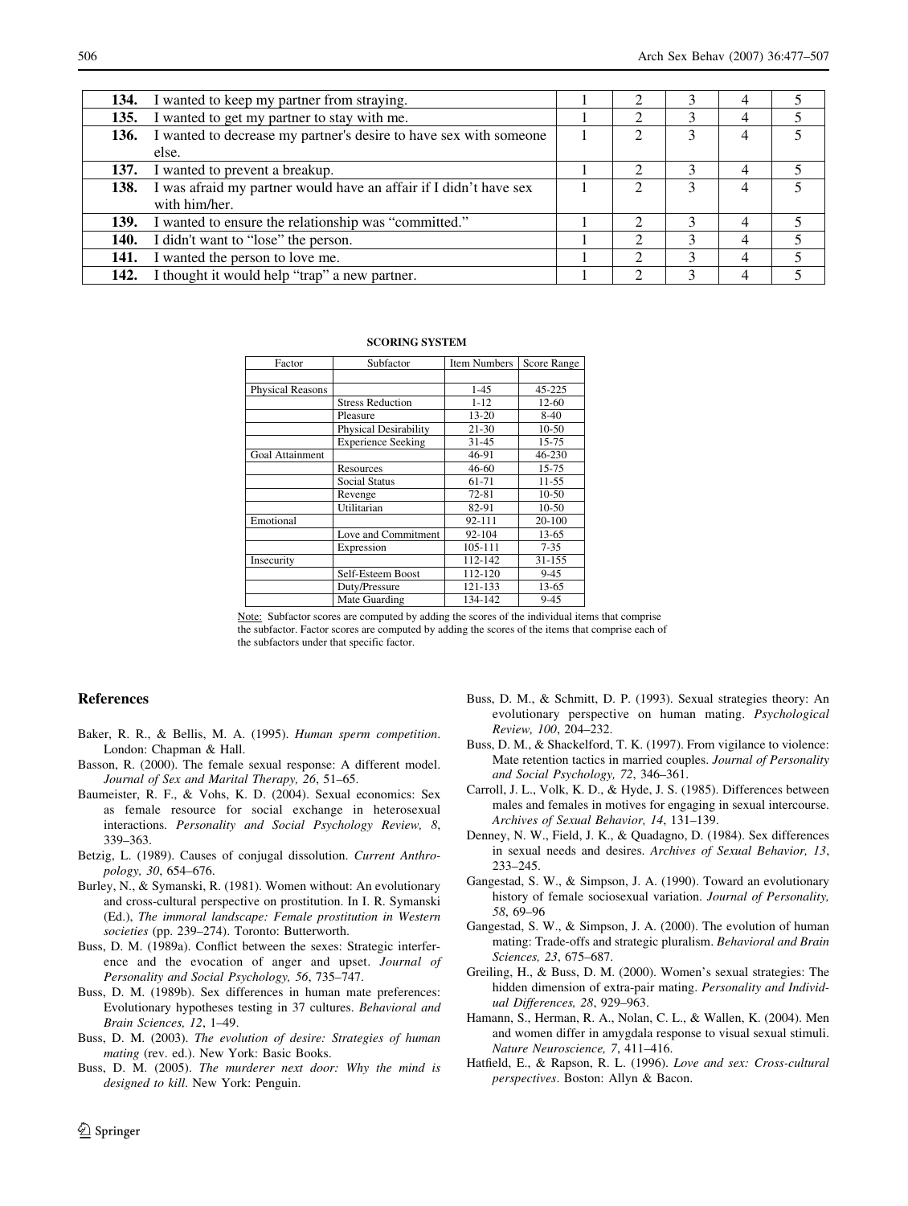| | | | | | | |
|---|---|---|---|---|---|---|
| **134.** | I wanted to keep my partner from straying. | 1 | 2 | 3 | 4 | 5 |
| **135.** | I wanted to get my partner to stay with me. | 1 | 2 | 3 | 4 | 5 |
| **136.** | I wanted to decrease my partner's desire to have sex with someone else. | 1 | 2 | 3 | 4 | 5 |
| **137.** | I wanted to prevent a breakup. | 1 | 2 | 3 | 4 | 5 |
| **138.** | I was afraid my partner would have an affair if I didn't have sex with him/her. | 1 | 2 | 3 | 4 | 5 |
| **139.** | I wanted to ensure the relationship was "committed." | 1 | 2 | 3 | 4 | 5 |
| **140.** | I didn't want to "lose" the person. | 1 | 2 | 3 | 4 | 5 |
| **141.** | I wanted the person to love me. | 1 | 2 | 3 | 4 | 5 |
| **142.** | I thought it would help "trap" a new partner. | 1 | 2 | 3 | 4 | 5 |

**SCORING SYSTEM**

| Factor | Subfactor | Item Numbers | Score Range |
|---|---|---|---|
| Physical Reasons | | 1-45 | 45-225 |
| | Stress Reduction | 1-12 | 12-60 |
| | Pleasure | 13-20 | 8-40 |
| | Physical Desirability | 21-30 | 10-50 |
| | Experience Seeking | 31-45 | 15-75 |
| Goal Attainment | | 46-91 | 46-230 |
| | Resources | 46-60 | 15-75 |
| | Social Status | 61-71 | 11-55 |
| | Revenge | 72-81 | 10-50 |
| | Utilitarian | 82-91 | 10-50 |
| Emotional | | 92-111 | 20-100 |
| | Love and Commitment | 92-104 | 13-65 |
| | Expression | 105-111 | 7-35 |
| Insecurity | | 112-142 | 31-155 |
| | Self-Esteem Boost | 112-120 | 9-45 |
| | Duty/Pressure | 121-133 | 13-65 |
| | Mate Guarding | 134-142 | 9-45 |

Note: Subfactor scores are computed by adding the scores of the individual items that comprise the subfactor. Factor scores are computed by adding the scores of the items that comprise each of the subfactors under that specific factor.

## References

Baker, R. R., & Bellis, M. A. (1995). *Human sperm competition*. London: Chapman & Hall.

Basson, R. (2000). The female sexual response: A different model. *Journal of Sex and Marital Therapy, 26*, 51–65.

Baumeister, R. F., & Vohs, K. D. (2004). Sexual economics: Sex as female resource for social exchange in heterosexual interactions. *Personality and Social Psychology Review, 8*, 339–363.

Betzig, L. (1989). Causes of conjugal dissolution. *Current Anthropology, 30*, 654–676.

Burley, N., & Symanski, R. (1981). Women without: An evolutionary and cross-cultural perspective on prostitution. In I. R. Symanski (Ed.), *The immoral landscape: Female prostitution in Western societies* (pp. 239–274). Toronto: Butterworth.

Buss, D. M. (1989a). Conflict between the sexes: Strategic interference and the evocation of anger and upset. *Journal of Personality and Social Psychology, 56*, 735–747.

Buss, D. M. (1989b). Sex differences in human mate preferences: Evolutionary hypotheses testing in 37 cultures. *Behavioral and Brain Sciences, 12*, 1–49.

Buss, D. M. (2003). *The evolution of desire: Strategies of human mating* (rev. ed.). New York: Basic Books.

Buss, D. M. (2005). *The murderer next door: Why the mind is designed to kill*. New York: Penguin.

Buss, D. M., & Schmitt, D. P. (1993). Sexual strategies theory: An evolutionary perspective on human mating. *Psychological Review, 100*, 204–232.

Buss, D. M., & Shackelford, T. K. (1997). From vigilance to violence: Mate retention tactics in married couples. *Journal of Personality and Social Psychology, 72*, 346–361.

Carroll, J. L., Volk, K. D., & Hyde, J. S. (1985). Differences between males and females in motives for engaging in sexual intercourse. *Archives of Sexual Behavior, 14*, 131–139.

Denney, N. W., Field, J. K., & Quadagno, D. (1984). Sex differences in sexual needs and desires. *Archives of Sexual Behavior, 13*, 233–245.

Gangestad, S. W., & Simpson, J. A. (1990). Toward an evolutionary history of female sociosexual variation. *Journal of Personality, 58*, 69–96

Gangestad, S. W., & Simpson, J. A. (2000). The evolution of human mating: Trade-offs and strategic pluralism. *Behavioral and Brain Sciences, 23*, 675–687.

Greiling, H., & Buss, D. M. (2000). Women's sexual strategies: The hidden dimension of extra-pair mating. *Personality and Individual Differences, 28*, 929–963.

Hamann, S., Herman, R. A., Nolan, C. L., & Wallen, K. (2004). Men and women differ in amygdala response to visual sexual stimuli. *Nature Neuroscience, 7*, 411–416.

Hatfield, E., & Rapson, R. L. (1996). *Love and sex: Cross-cultural perspectives*. Boston: Allyn & Bacon.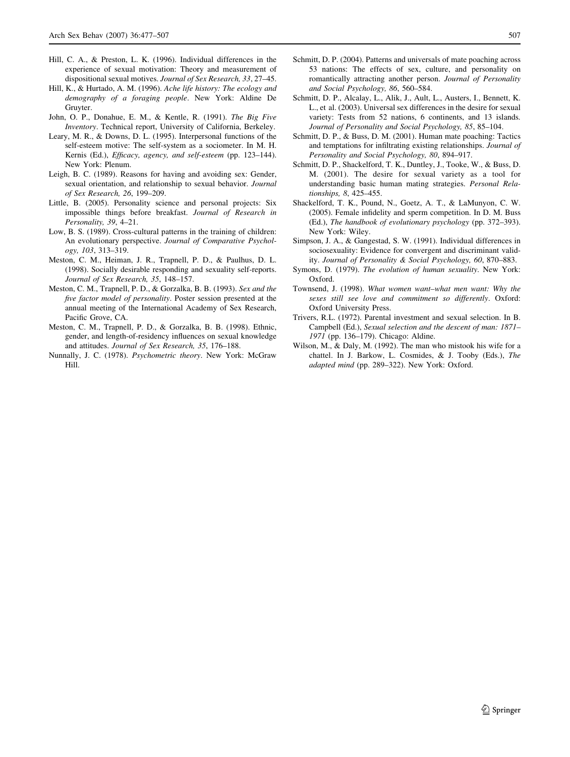Hill, C. A., & Preston, L. K. (1996). Individual differences in the experience of sexual motivation: Theory and measurement of dispositional sexual motives. *Journal of Sex Research, 33*, 27–45.

Hill, K., & Hurtado, A. M. (1996). *Ache life history: The ecology and demography of a foraging people*. New York: Aldine De Gruyter.

John, O. P., Donahue, E. M., & Kentle, R. (1991). *The Big Five Inventory*. Technical report, University of California, Berkeley.

Leary, M. R., & Downs, D. L. (1995). Interpersonal functions of the self-esteem motive: The self-system as a sociometer. In M. H. Kernis (Ed.), *Efficacy, agency, and self-esteem* (pp. 123–144). New York: Plenum.

Leigh, B. C. (1989). Reasons for having and avoiding sex: Gender, sexual orientation, and relationship to sexual behavior. *Journal of Sex Research, 26*, 199–209.

Little, B. (2005). Personality science and personal projects: Six impossible things before breakfast. *Journal of Research in Personality, 39*, 4–21.

Low, B. S. (1989). Cross-cultural patterns in the training of children: An evolutionary perspective. *Journal of Comparative Psychology, 103*, 313–319.

Meston, C. M., Heiman, J. R., Trapnell, P. D., & Paulhus, D. L. (1998). Socially desirable responding and sexuality self-reports. *Journal of Sex Research, 35*, 148–157.

Meston, C. M., Trapnell, P. D., & Gorzalka, B. B. (1993). *Sex and the five factor model of personality*. Poster session presented at the annual meeting of the International Academy of Sex Research, Pacific Grove, CA.

Meston, C. M., Trapnell, P. D., & Gorzalka, B. B. (1998). Ethnic, gender, and length-of-residency influences on sexual knowledge and attitudes. *Journal of Sex Research, 35*, 176–188.

Nunnally, J. C. (1978). *Psychometric theory*. New York: McGraw Hill.

Schmitt, D. P. (2004). Patterns and universals of mate poaching across 53 nations: The effects of sex, culture, and personality on romantically attracting another person. *Journal of Personality and Social Psychology, 86*, 560–584.

Schmitt, D. P., Alcalay, L., Alik, J., Ault, L., Austers, I., Bennett, K. L., et al. (2003). Universal sex differences in the desire for sexual variety: Tests from 52 nations, 6 continents, and 13 islands. *Journal of Personality and Social Psychology, 85*, 85–104.

Schmitt, D. P., & Buss, D. M. (2001). Human mate poaching: Tactics and temptations for infiltrating existing relationships. *Journal of Personality and Social Psychology, 80*, 894–917.

Schmitt, D. P., Shackelford, T. K., Duntley, J., Tooke, W., & Buss, D. M. (2001). The desire for sexual variety as a tool for understanding basic human mating strategies. *Personal Relationships, 8*, 425–455.

Shackelford, T. K., Pound, N., Goetz, A. T., & LaMunyon, C. W. (2005). Female infidelity and sperm competition. In D. M. Buss (Ed.), *The handbook of evolutionary psychology* (pp. 372–393). New York: Wiley.

Simpson, J. A., & Gangestad, S. W. (1991). Individual differences in sociosexuality: Evidence for convergent and discriminant validity. *Journal of Personality & Social Psychology, 60*, 870–883.

Symons, D. (1979). *The evolution of human sexuality*. New York: Oxford.

Townsend, J. (1998). *What women want–what men want: Why the sexes still see love and commitment so differently*. Oxford: Oxford University Press.

Trivers, R.L. (1972). Parental investment and sexual selection. In B. Campbell (Ed.), *Sexual selection and the descent of man: 1871–1971* (pp. 136–179). Chicago: Aldine.

Wilson, M., & Daly, M. (1992). The man who mistook his wife for a chattel. In J. Barkow, L. Cosmides, & J. Tooby (Eds.), *The adapted mind* (pp. 289–322). New York: Oxford.